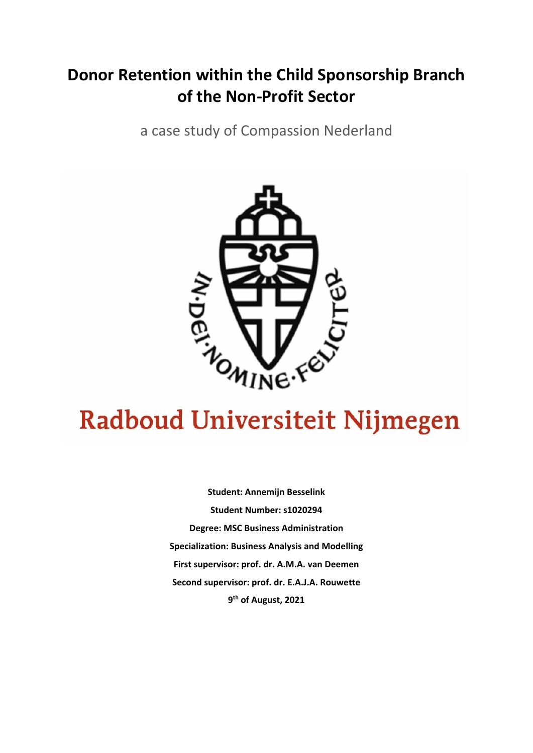# Donor Retention within the Child Sponsorship Branch of the Non-Profit Sector

a case study of Compassion Nederland

**Student: Annemijn Besselink**

**Student Number: s1020294**

**Degree: MSC Business Administration**

**Specialization: Business Analysis and Modelling**

**First supervisor: prof. dr. A.M.A. van Deemen**

**Second supervisor: prof. dr. E.A.J.A. Rouwette**

**9th of August, 2021**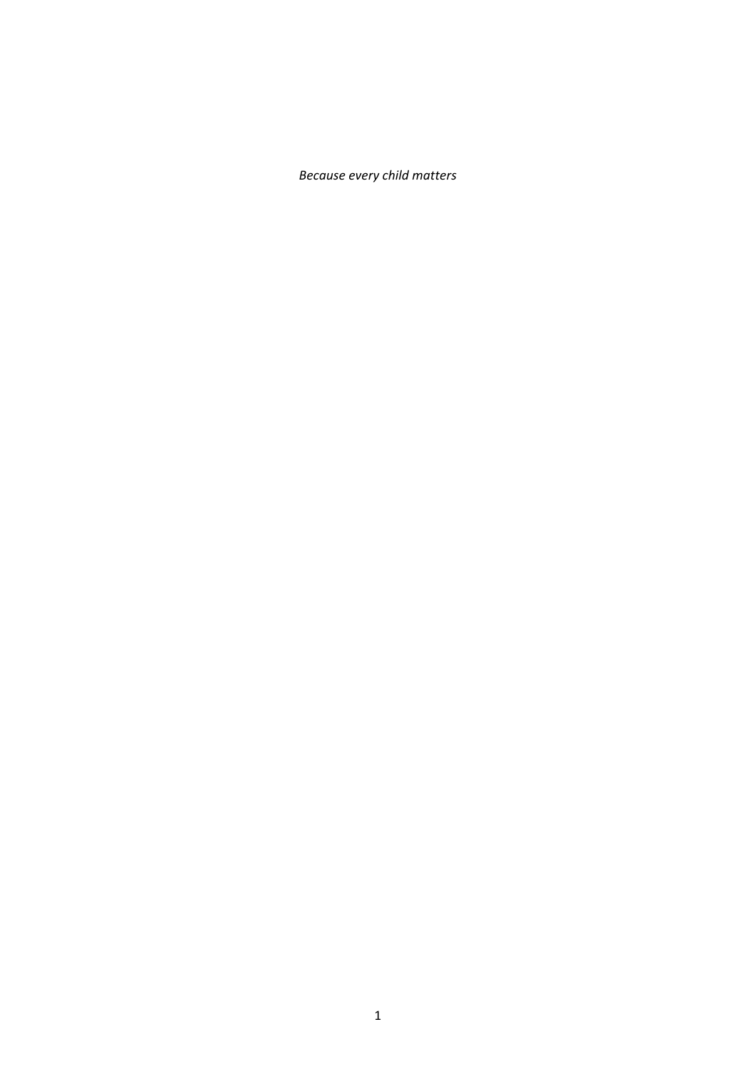*Because every child matters*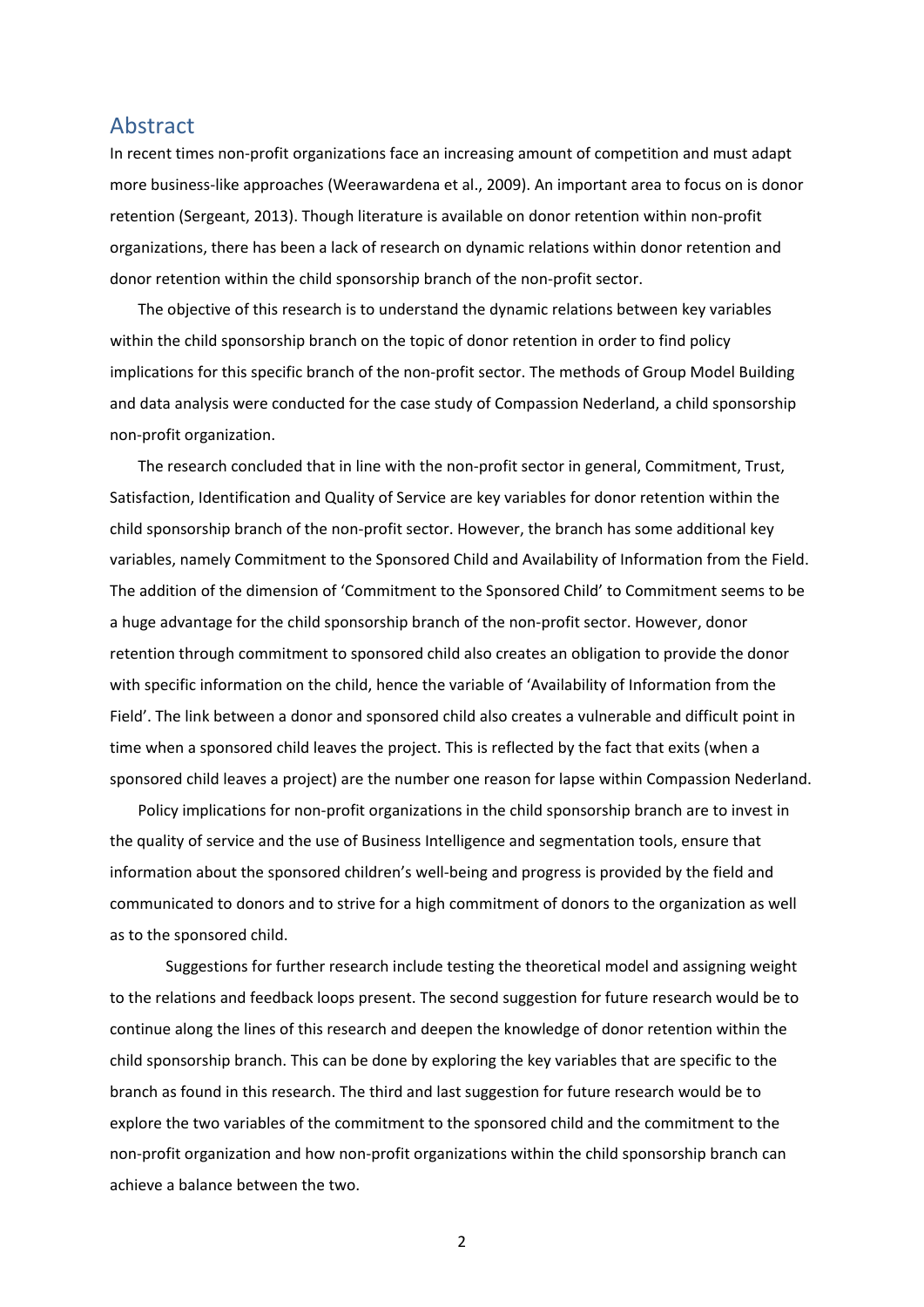## Abstract

In recent times non-profit organizations face an increasing amount of competition and must adapt more business-like approaches (Weerawardena et al., 2009). An important area to focus on is donor retention (Sergeant, 2013). Though literature is available on donor retention within non-profit organizations, there has been a lack of research on dynamic relations within donor retention and donor retention within the child sponsorship branch of the non-profit sector.

The objective of this research is to understand the dynamic relations between key variables within the child sponsorship branch on the topic of donor retention in order to find policy implications for this specific branch of the non-profit sector. The methods of Group Model Building and data analysis were conducted for the case study of Compassion Nederland, a child sponsorship non-profit organization.

The research concluded that in line with the non-profit sector in general, Commitment, Trust, Satisfaction, Identification and Quality of Service are key variables for donor retention within the child sponsorship branch of the non-profit sector. However, the branch has some additional key variables, namely Commitment to the Sponsored Child and Availability of Information from the Field. The addition of the dimension of 'Commitment to the Sponsored Child' to Commitment seems to be a huge advantage for the child sponsorship branch of the non-profit sector. However, donor retention through commitment to sponsored child also creates an obligation to provide the donor with specific information on the child, hence the variable of 'Availability of Information from the Field'. The link between a donor and sponsored child also creates a vulnerable and difficult point in time when a sponsored child leaves the project. This is reflected by the fact that exits (when a sponsored child leaves a project) are the number one reason for lapse within Compassion Nederland.

Policy implications for non-profit organizations in the child sponsorship branch are to invest in the quality of service and the use of Business Intelligence and segmentation tools, ensure that information about the sponsored children's well-being and progress is provided by the field and communicated to donors and to strive for a high commitment of donors to the organization as well as to the sponsored child.

Suggestions for further research include testing the theoretical model and assigning weight to the relations and feedback loops present. The second suggestion for future research would be to continue along the lines of this research and deepen the knowledge of donor retention within the child sponsorship branch. This can be done by exploring the key variables that are specific to the branch as found in this research. The third and last suggestion for future research would be to explore the two variables of the commitment to the sponsored child and the commitment to the non-profit organization and how non-profit organizations within the child sponsorship branch can achieve a balance between the two.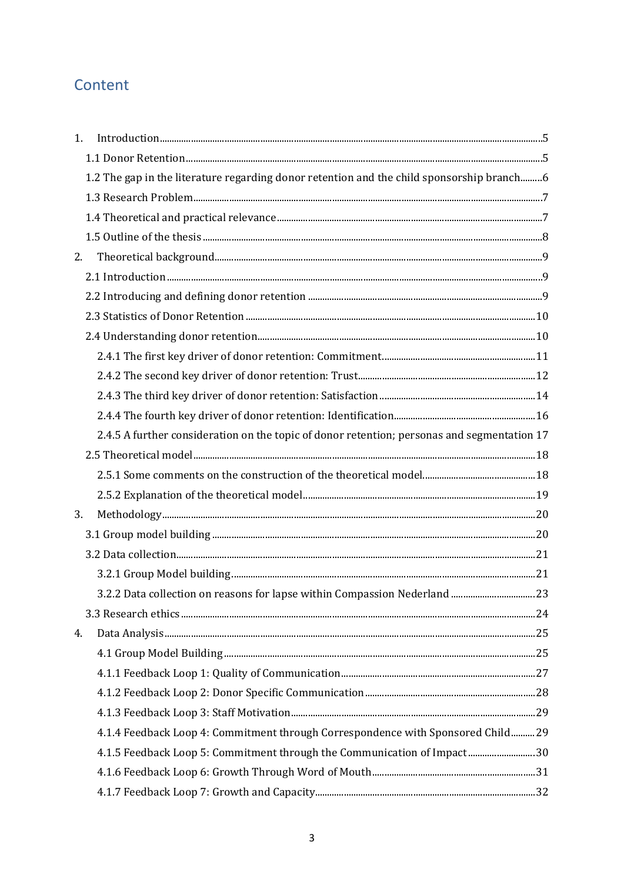## Content

1. Introduction ........................................................................ 5
   - 1.1 Donor Retention ........................................................................ 5
   - 1.2 The gap in the literature regarding donor retention and the child sponsorship branch ......... 6
   - 1.3 Research Problem ........................................................................ 7
   - 1.4 Theoretical and practical relevance ........................................................................ 7
   - 1.5 Outline of the thesis ........................................................................ 8
2. Theoretical background ........................................................................ 9
   - 2.1 Introduction ........................................................................ 9
   - 2.2 Introducing and defining donor retention ........................................................................ 9
   - 2.3 Statistics of Donor Retention ........................................................................ 10
   - 2.4 Understanding donor retention ........................................................................ 10
     - 2.4.1 The first key driver of donor retention: Commitment ........................................ 11
     - 2.4.2 The second key driver of donor retention: Trust ........................................ 12
     - 2.4.3 The third key driver of donor retention: Satisfaction ........................................ 14
     - 2.4.4 The fourth key driver of donor retention: Identification ........................................ 16
     - 2.4.5 A further consideration on the topic of donor retention; personas and segmentation 17
   - 2.5 Theoretical model ........................................................................ 18
     - 2.5.1 Some comments on the construction of the theoretical model ........................................ 18
     - 2.5.2 Explanation of the theoretical model ........................................ 19
3. Methodology ........................................................................ 20
   - 3.1 Group model building ........................................................................ 20
   - 3.2 Data collection ........................................................................ 21
     - 3.2.1 Group Model building ........................................ 21
     - 3.2.2 Data collection on reasons for lapse within Compassion Nederland ........................................ 23
   - 3.3 Research ethics ........................................................................ 24
4. Data Analysis ........................................................................ 25
   - 4.1 Group Model Building ........................................................................ 25
   - 4.1.1 Feedback Loop 1: Quality of Communication ........................................ 27
   - 4.1.2 Feedback Loop 2: Donor Specific Communication ........................................ 28
   - 4.1.3 Feedback Loop 3: Staff Motivation ........................................ 29
   - 4.1.4 Feedback Loop 4: Commitment through Correspondence with Sponsored Child .......... 29
   - 4.1.5 Feedback Loop 5: Commitment through the Communication of Impact ........................................ 30
   - 4.1.6 Feedback Loop 6: Growth Through Word of Mouth ........................................ 31
   - 4.1.7 Feedback Loop 7: Growth and Capacity ........................................ 32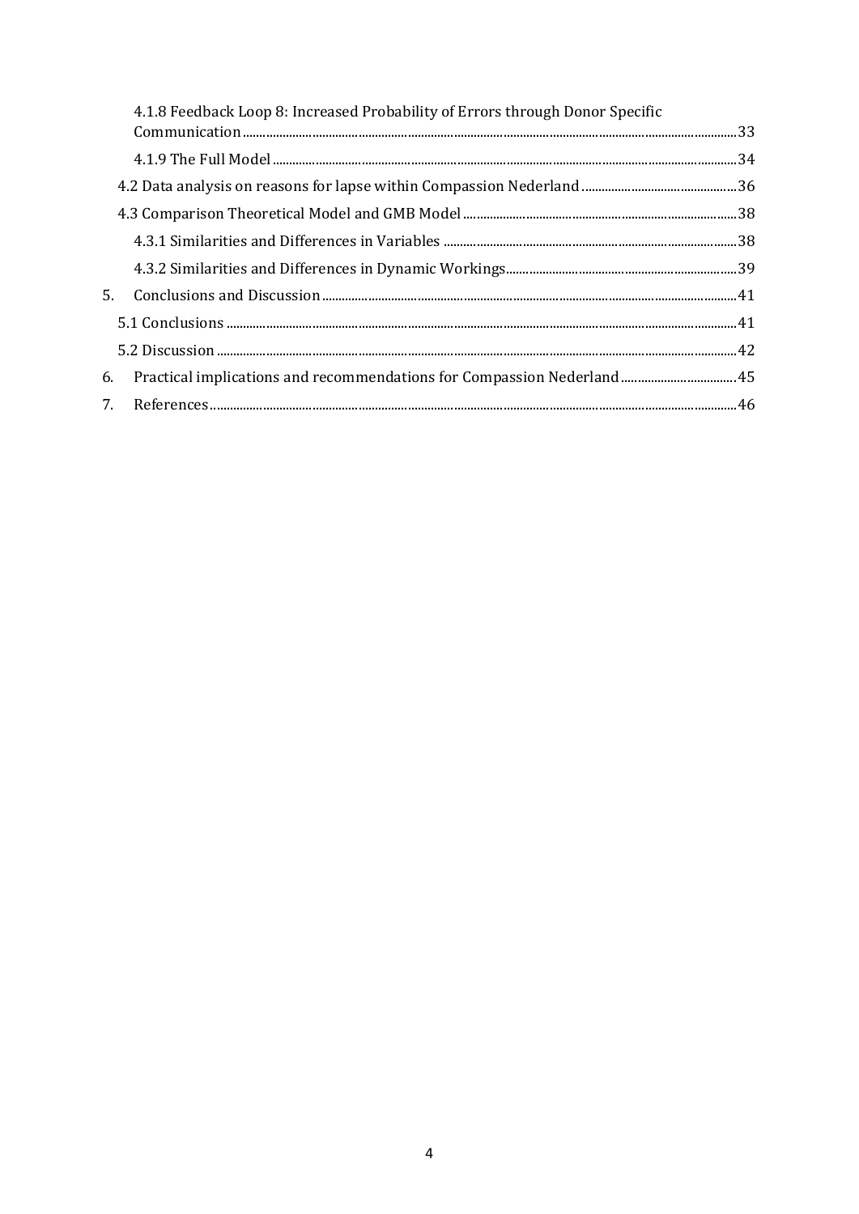4.1.8 Feedback Loop 8: Increased Probability of Errors through Donor Specific Communication ..... 33

4.1.9 The Full Model ..... 34

4.2 Data analysis on reasons for lapse within Compassion Nederland ..... 36

4.3 Comparison Theoretical Model and GMB Model ..... 38

4.3.1 Similarities and Differences in Variables ..... 38

4.3.2 Similarities and Differences in Dynamic Workings ..... 39

5. Conclusions and Discussion ..... 41

5.1 Conclusions ..... 41

5.2 Discussion ..... 42

6. Practical implications and recommendations for Compassion Nederland ..... 45

7. References ..... 46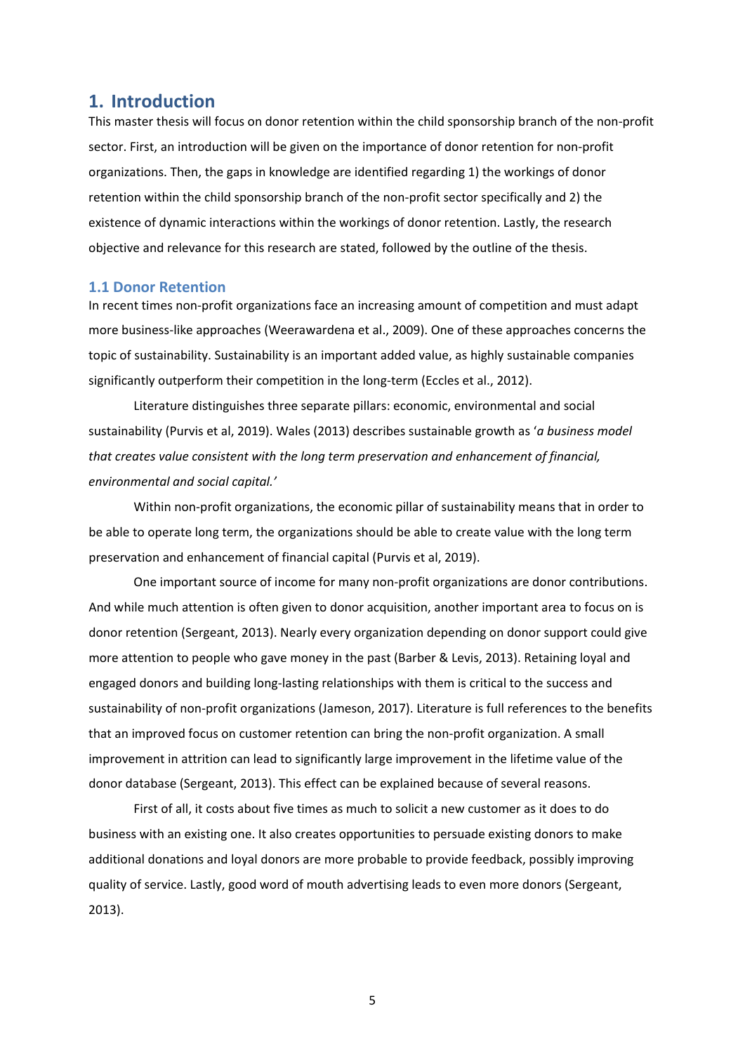# 1. Introduction

This master thesis will focus on donor retention within the child sponsorship branch of the non-profit sector. First, an introduction will be given on the importance of donor retention for non-profit organizations. Then, the gaps in knowledge are identified regarding 1) the workings of donor retention within the child sponsorship branch of the non-profit sector specifically and 2) the existence of dynamic interactions within the workings of donor retention. Lastly, the research objective and relevance for this research are stated, followed by the outline of the thesis.

## 1.1 Donor Retention

In recent times non-profit organizations face an increasing amount of competition and must adapt more business-like approaches (Weerawardena et al., 2009). One of these approaches concerns the topic of sustainability. Sustainability is an important added value, as highly sustainable companies significantly outperform their competition in the long-term (Eccles et al., 2012).

Literature distinguishes three separate pillars: economic, environmental and social sustainability (Purvis et al, 2019). Wales (2013) describes sustainable growth as '*a business model that creates value consistent with the long term preservation and enhancement of financial, environmental and social capital.'*

Within non-profit organizations, the economic pillar of sustainability means that in order to be able to operate long term, the organizations should be able to create value with the long term preservation and enhancement of financial capital (Purvis et al, 2019).

One important source of income for many non-profit organizations are donor contributions. And while much attention is often given to donor acquisition, another important area to focus on is donor retention (Sergeant, 2013). Nearly every organization depending on donor support could give more attention to people who gave money in the past (Barber & Levis, 2013). Retaining loyal and engaged donors and building long-lasting relationships with them is critical to the success and sustainability of non-profit organizations (Jameson, 2017). Literature is full references to the benefits that an improved focus on customer retention can bring the non-profit organization. A small improvement in attrition can lead to significantly large improvement in the lifetime value of the donor database (Sergeant, 2013). This effect can be explained because of several reasons.

First of all, it costs about five times as much to solicit a new customer as it does to do business with an existing one. It also creates opportunities to persuade existing donors to make additional donations and loyal donors are more probable to provide feedback, possibly improving quality of service. Lastly, good word of mouth advertising leads to even more donors (Sergeant, 2013).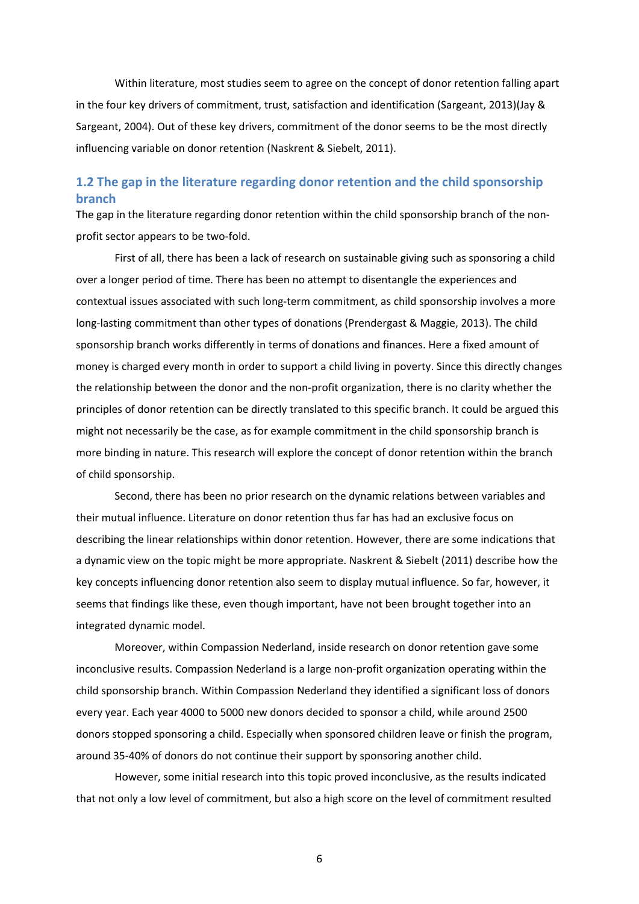Within literature, most studies seem to agree on the concept of donor retention falling apart in the four key drivers of commitment, trust, satisfaction and identification (Sargeant, 2013)(Jay & Sargeant, 2004). Out of these key drivers, commitment of the donor seems to be the most directly influencing variable on donor retention (Naskrent & Siebelt, 2011).

## 1.2 The gap in the literature regarding donor retention and the child sponsorship branch

The gap in the literature regarding donor retention within the child sponsorship branch of the non-profit sector appears to be two-fold.

First of all, there has been a lack of research on sustainable giving such as sponsoring a child over a longer period of time. There has been no attempt to disentangle the experiences and contextual issues associated with such long-term commitment, as child sponsorship involves a more long-lasting commitment than other types of donations (Prendergast & Maggie, 2013). The child sponsorship branch works differently in terms of donations and finances. Here a fixed amount of money is charged every month in order to support a child living in poverty. Since this directly changes the relationship between the donor and the non-profit organization, there is no clarity whether the principles of donor retention can be directly translated to this specific branch. It could be argued this might not necessarily be the case, as for example commitment in the child sponsorship branch is more binding in nature. This research will explore the concept of donor retention within the branch of child sponsorship.

Second, there has been no prior research on the dynamic relations between variables and their mutual influence. Literature on donor retention thus far has had an exclusive focus on describing the linear relationships within donor retention. However, there are some indications that a dynamic view on the topic might be more appropriate. Naskrent & Siebelt (2011) describe how the key concepts influencing donor retention also seem to display mutual influence. So far, however, it seems that findings like these, even though important, have not been brought together into an integrated dynamic model.

Moreover, within Compassion Nederland, inside research on donor retention gave some inconclusive results. Compassion Nederland is a large non-profit organization operating within the child sponsorship branch. Within Compassion Nederland they identified a significant loss of donors every year. Each year 4000 to 5000 new donors decided to sponsor a child, while around 2500 donors stopped sponsoring a child. Especially when sponsored children leave or finish the program, around 35-40% of donors do not continue their support by sponsoring another child.

However, some initial research into this topic proved inconclusive, as the results indicated that not only a low level of commitment, but also a high score on the level of commitment resulted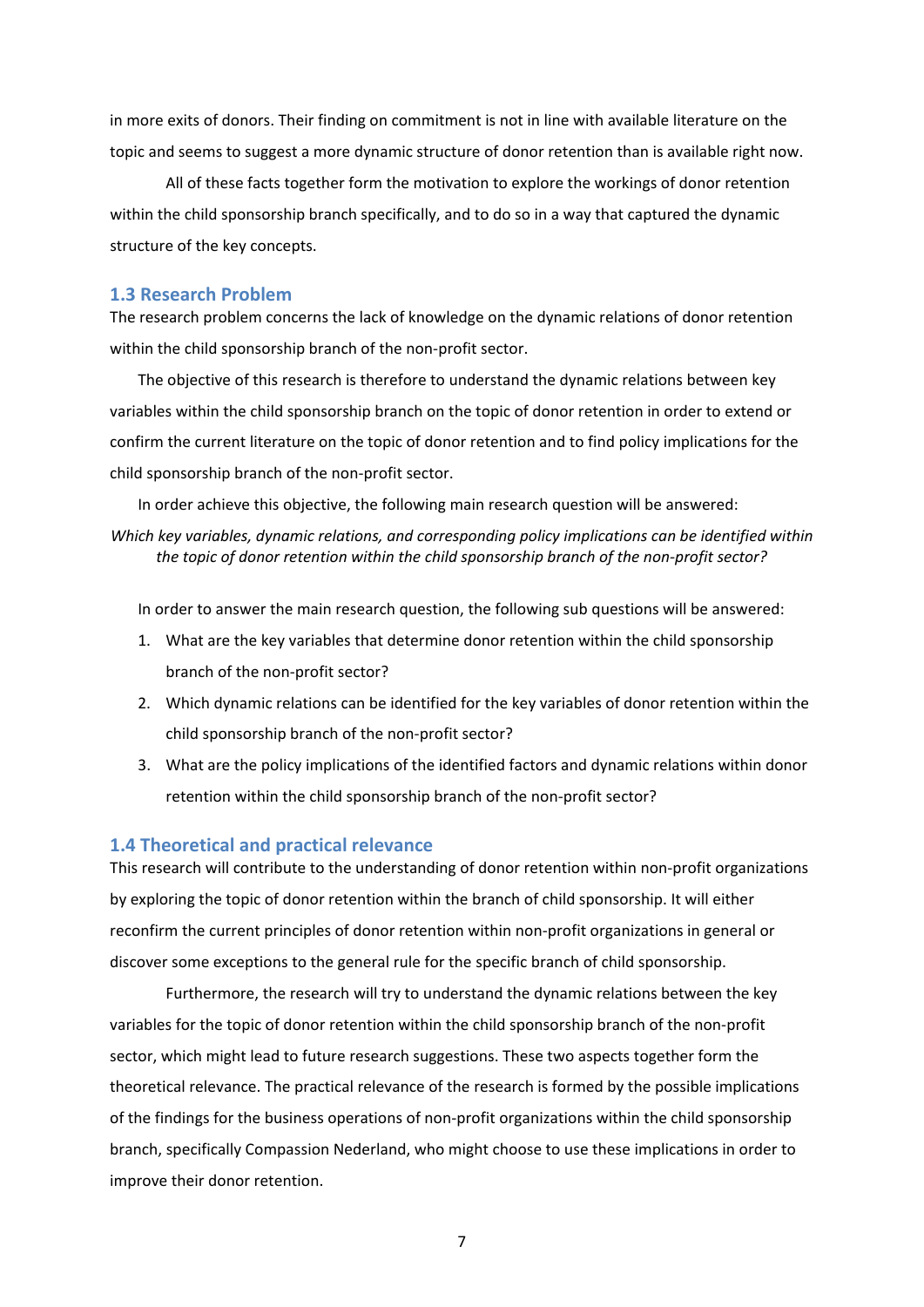in more exits of donors. Their finding on commitment is not in line with available literature on the topic and seems to suggest a more dynamic structure of donor retention than is available right now.

All of these facts together form the motivation to explore the workings of donor retention within the child sponsorship branch specifically, and to do so in a way that captured the dynamic structure of the key concepts.

### 1.3 Research Problem

The research problem concerns the lack of knowledge on the dynamic relations of donor retention within the child sponsorship branch of the non-profit sector.

The objective of this research is therefore to understand the dynamic relations between key variables within the child sponsorship branch on the topic of donor retention in order to extend or confirm the current literature on the topic of donor retention and to find policy implications for the child sponsorship branch of the non-profit sector.

In order achieve this objective, the following main research question will be answered:

*Which key variables, dynamic relations, and corresponding policy implications can be identified within the topic of donor retention within the child sponsorship branch of the non-profit sector?*

In order to answer the main research question, the following sub questions will be answered:

1. What are the key variables that determine donor retention within the child sponsorship branch of the non-profit sector?
2. Which dynamic relations can be identified for the key variables of donor retention within the child sponsorship branch of the non-profit sector?
3. What are the policy implications of the identified factors and dynamic relations within donor retention within the child sponsorship branch of the non-profit sector?

### 1.4 Theoretical and practical relevance

This research will contribute to the understanding of donor retention within non-profit organizations by exploring the topic of donor retention within the branch of child sponsorship. It will either reconfirm the current principles of donor retention within non-profit organizations in general or discover some exceptions to the general rule for the specific branch of child sponsorship.

Furthermore, the research will try to understand the dynamic relations between the key variables for the topic of donor retention within the child sponsorship branch of the non-profit sector, which might lead to future research suggestions. These two aspects together form the theoretical relevance. The practical relevance of the research is formed by the possible implications of the findings for the business operations of non-profit organizations within the child sponsorship branch, specifically Compassion Nederland, who might choose to use these implications in order to improve their donor retention.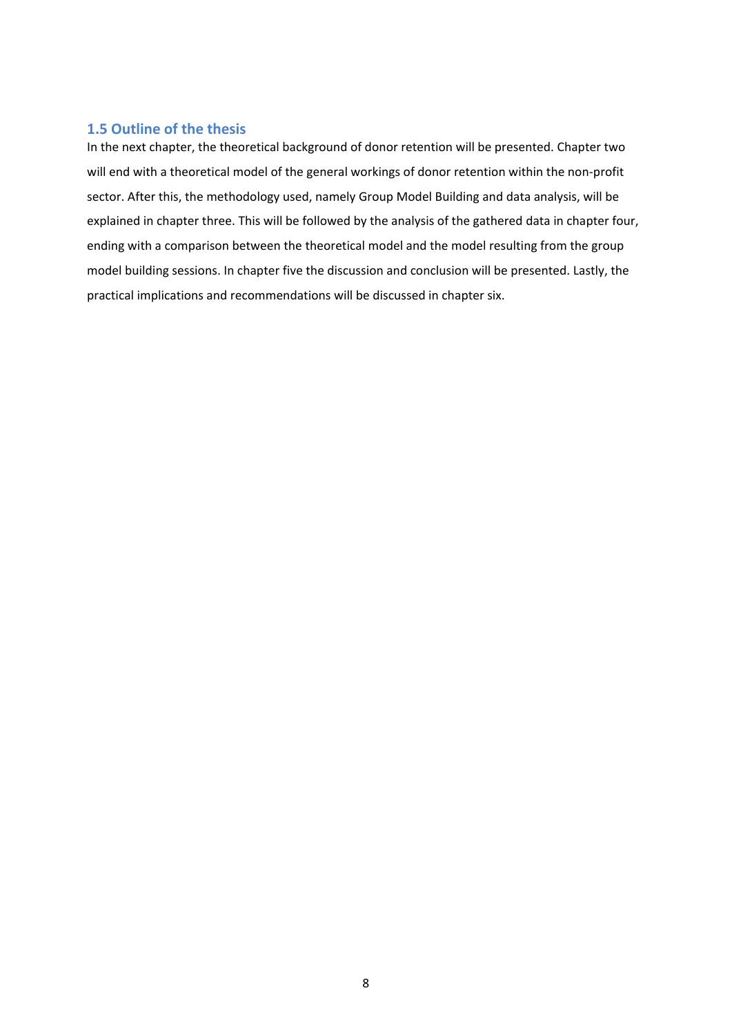### 1.5 Outline of the thesis

In the next chapter, the theoretical background of donor retention will be presented. Chapter two will end with a theoretical model of the general workings of donor retention within the non-profit sector. After this, the methodology used, namely Group Model Building and data analysis, will be explained in chapter three. This will be followed by the analysis of the gathered data in chapter four, ending with a comparison between the theoretical model and the model resulting from the group model building sessions. In chapter five the discussion and conclusion will be presented. Lastly, the practical implications and recommendations will be discussed in chapter six.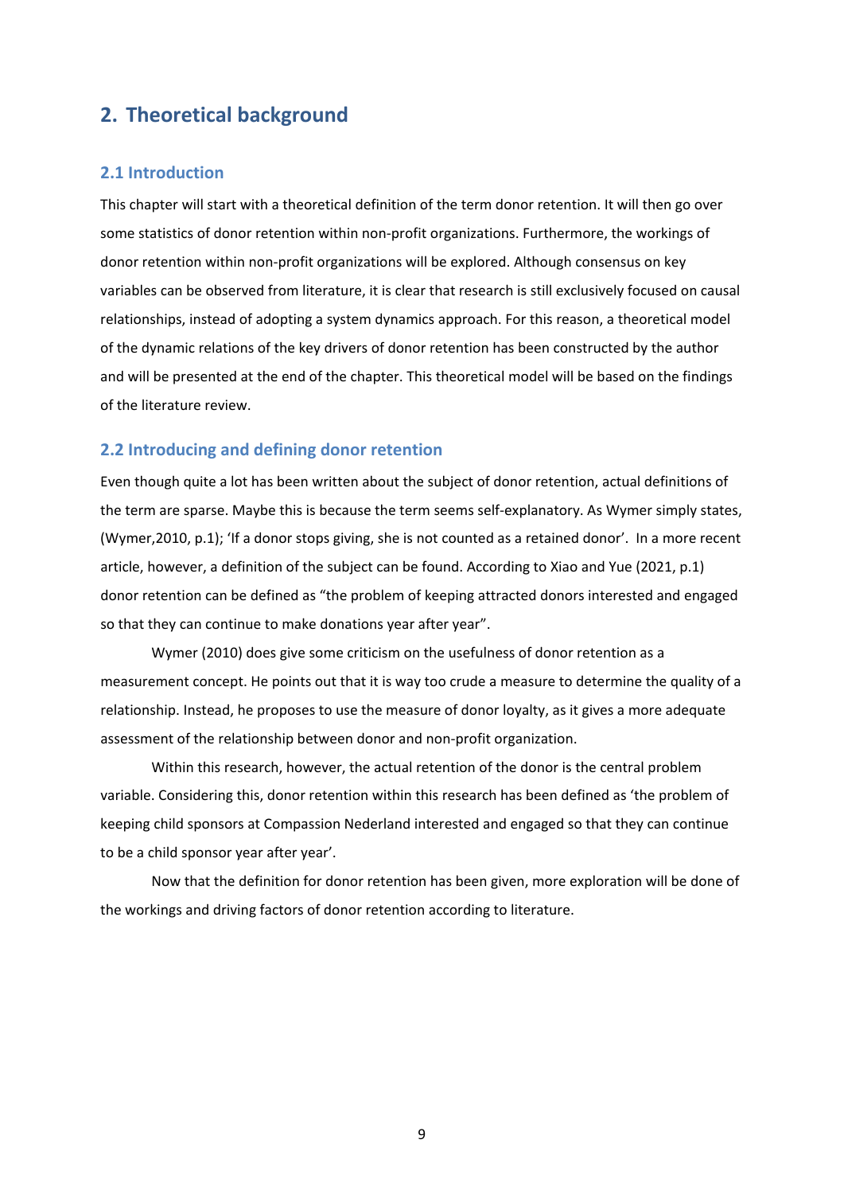# 2. Theoretical background

## 2.1 Introduction

This chapter will start with a theoretical definition of the term donor retention. It will then go over some statistics of donor retention within non-profit organizations. Furthermore, the workings of donor retention within non-profit organizations will be explored. Although consensus on key variables can be observed from literature, it is clear that research is still exclusively focused on causal relationships, instead of adopting a system dynamics approach. For this reason, a theoretical model of the dynamic relations of the key drivers of donor retention has been constructed by the author and will be presented at the end of the chapter. This theoretical model will be based on the findings of the literature review.

## 2.2 Introducing and defining donor retention

Even though quite a lot has been written about the subject of donor retention, actual definitions of the term are sparse. Maybe this is because the term seems self-explanatory. As Wymer simply states, (Wymer,2010, p.1); 'If a donor stops giving, she is not counted as a retained donor'. In a more recent article, however, a definition of the subject can be found. According to Xiao and Yue (2021, p.1) donor retention can be defined as "the problem of keeping attracted donors interested and engaged so that they can continue to make donations year after year".

Wymer (2010) does give some criticism on the usefulness of donor retention as a measurement concept. He points out that it is way too crude a measure to determine the quality of a relationship. Instead, he proposes to use the measure of donor loyalty, as it gives a more adequate assessment of the relationship between donor and non-profit organization.

Within this research, however, the actual retention of the donor is the central problem variable. Considering this, donor retention within this research has been defined as 'the problem of keeping child sponsors at Compassion Nederland interested and engaged so that they can continue to be a child sponsor year after year'.

Now that the definition for donor retention has been given, more exploration will be done of the workings and driving factors of donor retention according to literature.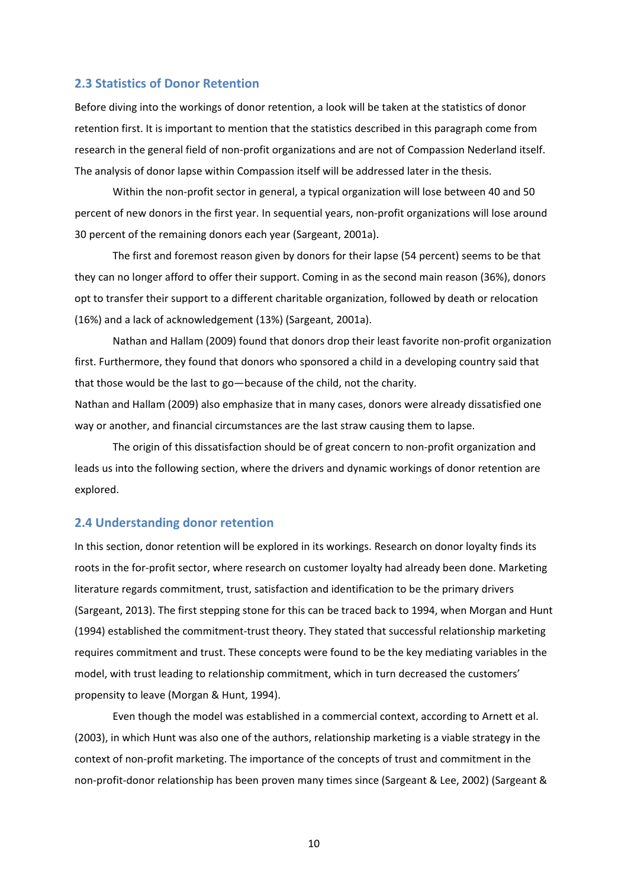## 2.3 Statistics of Donor Retention

Before diving into the workings of donor retention, a look will be taken at the statistics of donor retention first. It is important to mention that the statistics described in this paragraph come from research in the general field of non-profit organizations and are not of Compassion Nederland itself. The analysis of donor lapse within Compassion itself will be addressed later in the thesis.

Within the non-profit sector in general, a typical organization will lose between 40 and 50 percent of new donors in the first year. In sequential years, non-profit organizations will lose around 30 percent of the remaining donors each year (Sargeant, 2001a).

The first and foremost reason given by donors for their lapse (54 percent) seems to be that they can no longer afford to offer their support. Coming in as the second main reason (36%), donors opt to transfer their support to a different charitable organization, followed by death or relocation (16%) and a lack of acknowledgement (13%) (Sargeant, 2001a).

Nathan and Hallam (2009) found that donors drop their least favorite non-profit organization first. Furthermore, they found that donors who sponsored a child in a developing country said that that those would be the last to go—because of the child, not the charity.

Nathan and Hallam (2009) also emphasize that in many cases, donors were already dissatisfied one way or another, and financial circumstances are the last straw causing them to lapse.

The origin of this dissatisfaction should be of great concern to non-profit organization and leads us into the following section, where the drivers and dynamic workings of donor retention are explored.

## 2.4 Understanding donor retention

In this section, donor retention will be explored in its workings. Research on donor loyalty finds its roots in the for-profit sector, where research on customer loyalty had already been done. Marketing literature regards commitment, trust, satisfaction and identification to be the primary drivers (Sargeant, 2013). The first stepping stone for this can be traced back to 1994, when Morgan and Hunt (1994) established the commitment-trust theory. They stated that successful relationship marketing requires commitment and trust. These concepts were found to be the key mediating variables in the model, with trust leading to relationship commitment, which in turn decreased the customers' propensity to leave (Morgan & Hunt, 1994).

Even though the model was established in a commercial context, according to Arnett et al. (2003), in which Hunt was also one of the authors, relationship marketing is a viable strategy in the context of non-profit marketing. The importance of the concepts of trust and commitment in the non-profit-donor relationship has been proven many times since (Sargeant & Lee, 2002) (Sargeant &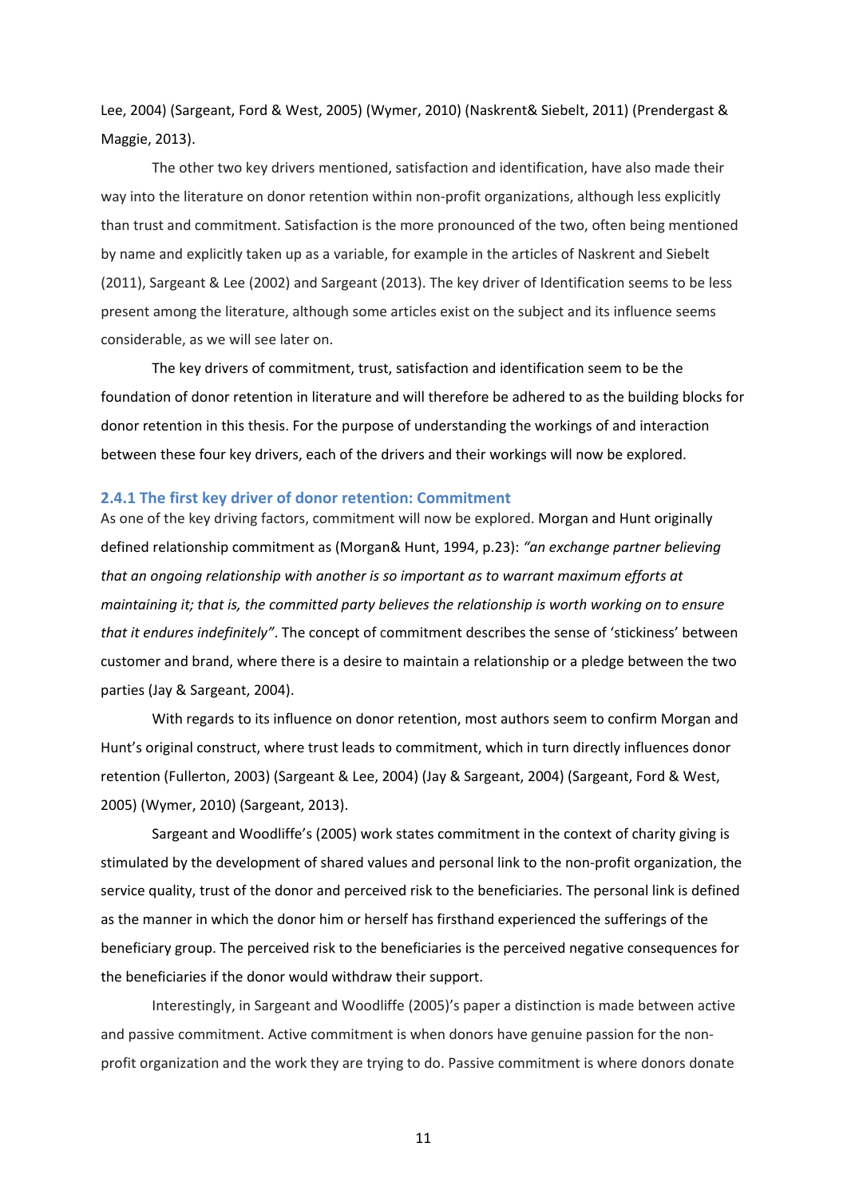Lee, 2004) (Sargeant, Ford & West, 2005) (Wymer, 2010) (Naskrent& Siebelt, 2011) (Prendergast & Maggie, 2013).

The other two key drivers mentioned, satisfaction and identification, have also made their way into the literature on donor retention within non-profit organizations, although less explicitly than trust and commitment. Satisfaction is the more pronounced of the two, often being mentioned by name and explicitly taken up as a variable, for example in the articles of Naskrent and Siebelt (2011), Sargeant & Lee (2002) and Sargeant (2013). The key driver of Identification seems to be less present among the literature, although some articles exist on the subject and its influence seems considerable, as we will see later on.

The key drivers of commitment, trust, satisfaction and identification seem to be the foundation of donor retention in literature and will therefore be adhered to as the building blocks for donor retention in this thesis. For the purpose of understanding the workings of and interaction between these four key drivers, each of the drivers and their workings will now be explored.

### 2.4.1 The first key driver of donor retention: Commitment

As one of the key driving factors, commitment will now be explored. Morgan and Hunt originally defined relationship commitment as (Morgan& Hunt, 1994, p.23): *"an exchange partner believing that an ongoing relationship with another is so important as to warrant maximum efforts at maintaining it; that is, the committed party believes the relationship is worth working on to ensure that it endures indefinitely"*. The concept of commitment describes the sense of 'stickiness' between customer and brand, where there is a desire to maintain a relationship or a pledge between the two parties (Jay & Sargeant, 2004).

With regards to its influence on donor retention, most authors seem to confirm Morgan and Hunt's original construct, where trust leads to commitment, which in turn directly influences donor retention (Fullerton, 2003) (Sargeant & Lee, 2004) (Jay & Sargeant, 2004) (Sargeant, Ford & West, 2005) (Wymer, 2010) (Sargeant, 2013).

Sargeant and Woodliffe's (2005) work states commitment in the context of charity giving is stimulated by the development of shared values and personal link to the non-profit organization, the service quality, trust of the donor and perceived risk to the beneficiaries. The personal link is defined as the manner in which the donor him or herself has firsthand experienced the sufferings of the beneficiary group. The perceived risk to the beneficiaries is the perceived negative consequences for the beneficiaries if the donor would withdraw their support.

Interestingly, in Sargeant and Woodliffe (2005)'s paper a distinction is made between active and passive commitment. Active commitment is when donors have genuine passion for the non-profit organization and the work they are trying to do. Passive commitment is where donors donate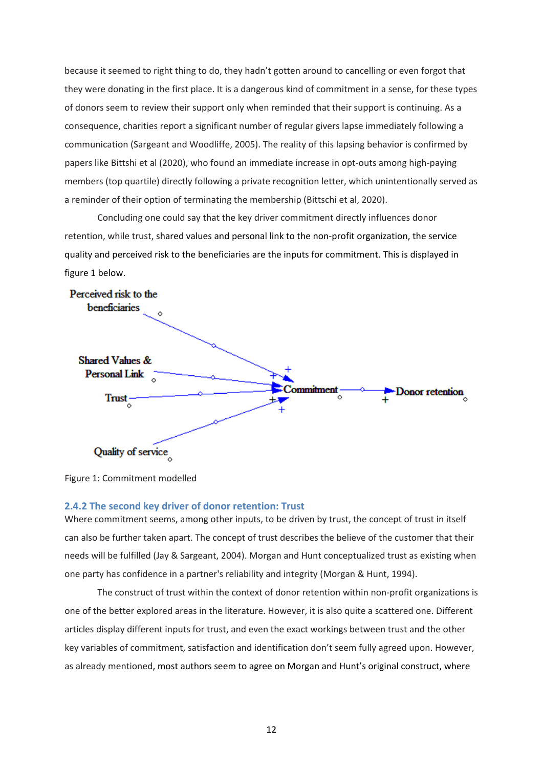because it seemed to right thing to do, they hadn't gotten around to cancelling or even forgot that they were donating in the first place. It is a dangerous kind of commitment in a sense, for these types of donors seem to review their support only when reminded that their support is continuing. As a consequence, charities report a significant number of regular givers lapse immediately following a communication (Sargeant and Woodliffe, 2005). The reality of this lapsing behavior is confirmed by papers like Bittshi et al (2020), who found an immediate increase in opt-outs among high-paying members (top quartile) directly following a private recognition letter, which unintentionally served as a reminder of their option of terminating the membership (Bittschi et al, 2020).

Concluding one could say that the key driver commitment directly influences donor retention, while trust, shared values and personal link to the non-profit organization, the service quality and perceived risk to the beneficiaries are the inputs for commitment. This is displayed in figure 1 below.

Figure 1: Commitment modelled

### 2.4.2 The second key driver of donor retention: Trust

Where commitment seems, among other inputs, to be driven by trust, the concept of trust in itself can also be further taken apart. The concept of trust describes the believe of the customer that their needs will be fulfilled (Jay & Sargeant, 2004). Morgan and Hunt conceptualized trust as existing when one party has confidence in a partner's reliability and integrity (Morgan & Hunt, 1994).

The construct of trust within the context of donor retention within non-profit organizations is one of the better explored areas in the literature. However, it is also quite a scattered one. Different articles display different inputs for trust, and even the exact workings between trust and the other key variables of commitment, satisfaction and identification don't seem fully agreed upon. However, as already mentioned, most authors seem to agree on Morgan and Hunt's original construct, where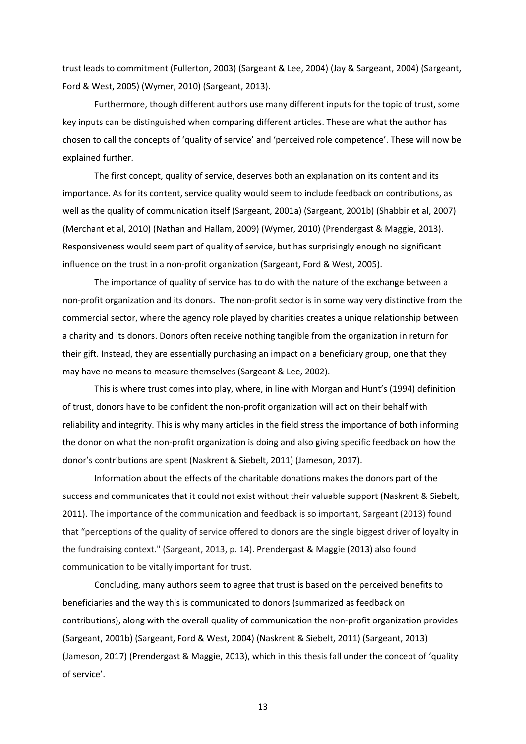trust leads to commitment (Fullerton, 2003) (Sargeant & Lee, 2004) (Jay & Sargeant, 2004) (Sargeant, Ford & West, 2005) (Wymer, 2010) (Sargeant, 2013).

Furthermore, though different authors use many different inputs for the topic of trust, some key inputs can be distinguished when comparing different articles. These are what the author has chosen to call the concepts of 'quality of service' and 'perceived role competence'. These will now be explained further.

The first concept, quality of service, deserves both an explanation on its content and its importance. As for its content, service quality would seem to include feedback on contributions, as well as the quality of communication itself (Sargeant, 2001a) (Sargeant, 2001b) (Shabbir et al, 2007) (Merchant et al, 2010) (Nathan and Hallam, 2009) (Wymer, 2010) (Prendergast & Maggie, 2013). Responsiveness would seem part of quality of service, but has surprisingly enough no significant influence on the trust in a non-profit organization (Sargeant, Ford & West, 2005).

The importance of quality of service has to do with the nature of the exchange between a non-profit organization and its donors. The non-profit sector is in some way very distinctive from the commercial sector, where the agency role played by charities creates a unique relationship between a charity and its donors. Donors often receive nothing tangible from the organization in return for their gift. Instead, they are essentially purchasing an impact on a beneficiary group, one that they may have no means to measure themselves (Sargeant & Lee, 2002).

This is where trust comes into play, where, in line with Morgan and Hunt's (1994) definition of trust, donors have to be confident the non-profit organization will act on their behalf with reliability and integrity. This is why many articles in the field stress the importance of both informing the donor on what the non-profit organization is doing and also giving specific feedback on how the donor's contributions are spent (Naskrent & Siebelt, 2011) (Jameson, 2017).

Information about the effects of the charitable donations makes the donors part of the success and communicates that it could not exist without their valuable support (Naskrent & Siebelt, 2011). The importance of the communication and feedback is so important, Sargeant (2013) found that "perceptions of the quality of service offered to donors are the single biggest driver of loyalty in the fundraising context." (Sargeant, 2013, p. 14). Prendergast & Maggie (2013) also found communication to be vitally important for trust.

Concluding, many authors seem to agree that trust is based on the perceived benefits to beneficiaries and the way this is communicated to donors (summarized as feedback on contributions), along with the overall quality of communication the non-profit organization provides (Sargeant, 2001b) (Sargeant, Ford & West, 2004) (Naskrent & Siebelt, 2011) (Sargeant, 2013) (Jameson, 2017) (Prendergast & Maggie, 2013), which in this thesis fall under the concept of 'quality of service'.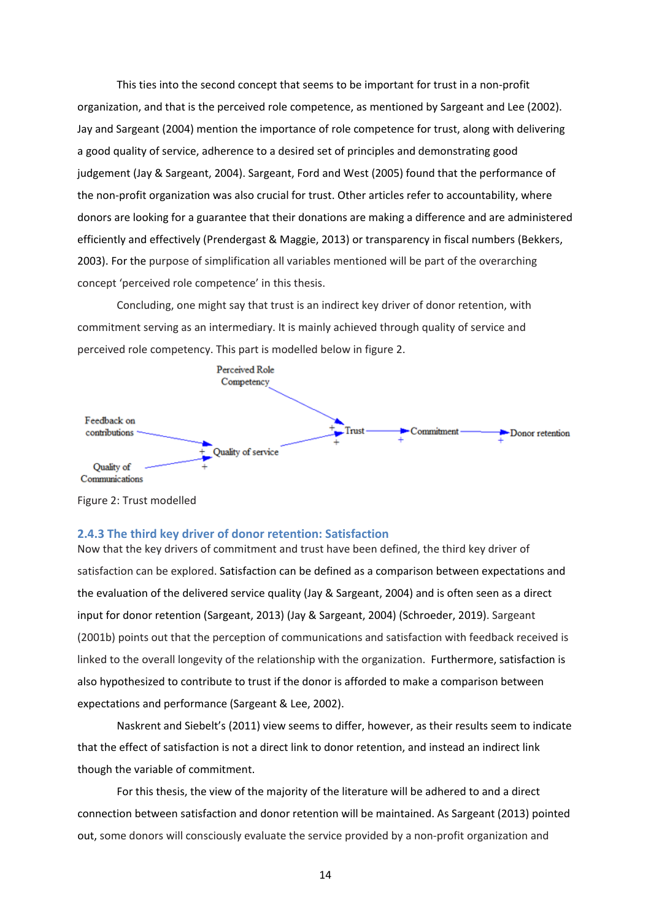This ties into the second concept that seems to be important for trust in a non-profit organization, and that is the perceived role competence, as mentioned by Sargeant and Lee (2002). Jay and Sargeant (2004) mention the importance of role competence for trust, along with delivering a good quality of service, adherence to a desired set of principles and demonstrating good judgement (Jay & Sargeant, 2004). Sargeant, Ford and West (2005) found that the performance of the non-profit organization was also crucial for trust. Other articles refer to accountability, where donors are looking for a guarantee that their donations are making a difference and are administered efficiently and effectively (Prendergast & Maggie, 2013) or transparency in fiscal numbers (Bekkers, 2003). For the purpose of simplification all variables mentioned will be part of the overarching concept 'perceived role competence' in this thesis.

Concluding, one might say that trust is an indirect key driver of donor retention, with commitment serving as an intermediary. It is mainly achieved through quality of service and perceived role competency. This part is modelled below in figure 2.

Perceived Role Competency

Feedback on contributions

Quality of Communications

Quality of service

Trust

Commitment

Donor retention

Figure 2: Trust modelled

### 2.4.3 The third key driver of donor retention: Satisfaction

Now that the key drivers of commitment and trust have been defined, the third key driver of satisfaction can be explored. Satisfaction can be defined as a comparison between expectations and the evaluation of the delivered service quality (Jay & Sargeant, 2004) and is often seen as a direct input for donor retention (Sargeant, 2013) (Jay & Sargeant, 2004) (Schroeder, 2019). Sargeant (2001b) points out that the perception of communications and satisfaction with feedback received is linked to the overall longevity of the relationship with the organization. Furthermore, satisfaction is also hypothesized to contribute to trust if the donor is afforded to make a comparison between expectations and performance (Sargeant & Lee, 2002).

Naskrent and Siebelt's (2011) view seems to differ, however, as their results seem to indicate that the effect of satisfaction is not a direct link to donor retention, and instead an indirect link though the variable of commitment.

For this thesis, the view of the majority of the literature will be adhered to and a direct connection between satisfaction and donor retention will be maintained. As Sargeant (2013) pointed out, some donors will consciously evaluate the service provided by a non-profit organization and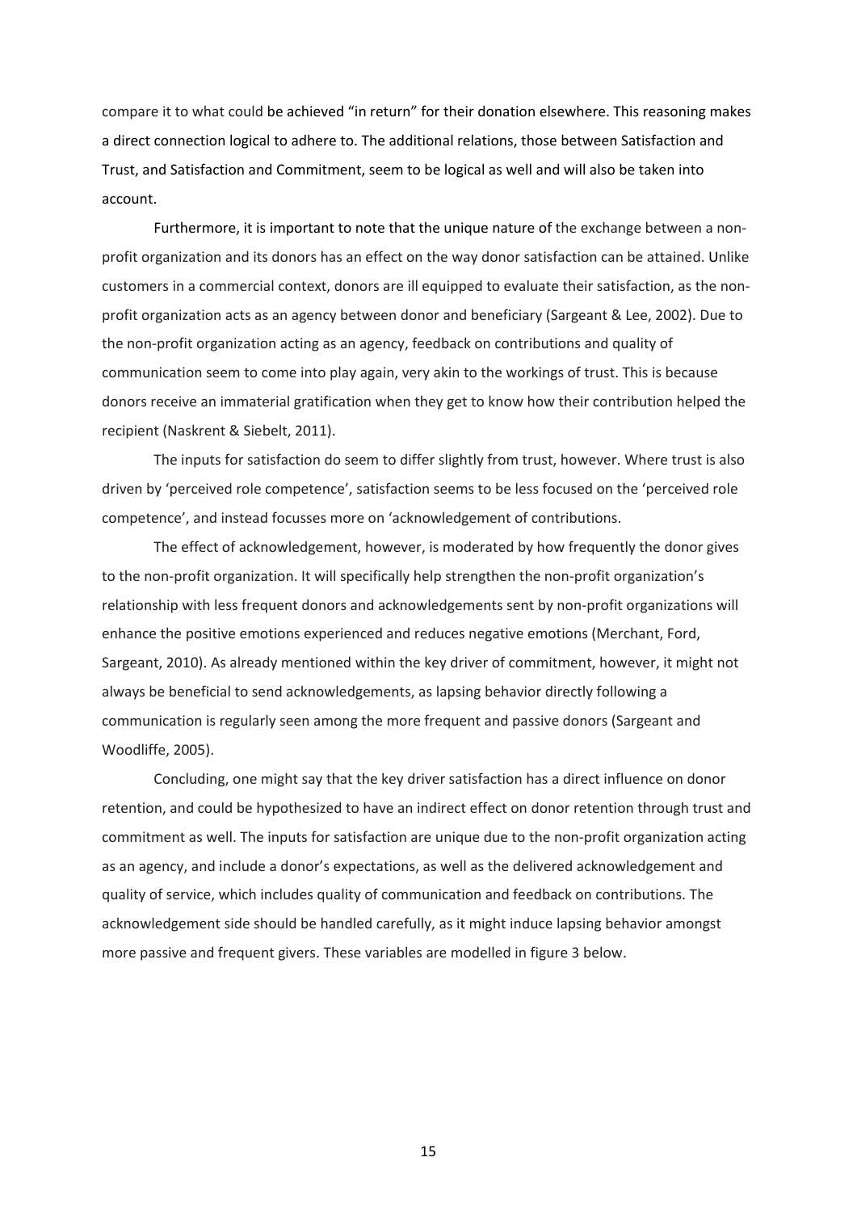compare it to what could be achieved "in return" for their donation elsewhere. This reasoning makes a direct connection logical to adhere to. The additional relations, those between Satisfaction and Trust, and Satisfaction and Commitment, seem to be logical as well and will also be taken into account.

Furthermore, it is important to note that the unique nature of the exchange between a non-profit organization and its donors has an effect on the way donor satisfaction can be attained. Unlike customers in a commercial context, donors are ill equipped to evaluate their satisfaction, as the non-profit organization acts as an agency between donor and beneficiary (Sargeant & Lee, 2002). Due to the non-profit organization acting as an agency, feedback on contributions and quality of communication seem to come into play again, very akin to the workings of trust. This is because donors receive an immaterial gratification when they get to know how their contribution helped the recipient (Naskrent & Siebelt, 2011).

The inputs for satisfaction do seem to differ slightly from trust, however. Where trust is also driven by 'perceived role competence', satisfaction seems to be less focused on the 'perceived role competence', and instead focusses more on 'acknowledgement of contributions.

The effect of acknowledgement, however, is moderated by how frequently the donor gives to the non-profit organization. It will specifically help strengthen the non-profit organization's relationship with less frequent donors and acknowledgements sent by non-profit organizations will enhance the positive emotions experienced and reduces negative emotions (Merchant, Ford, Sargeant, 2010). As already mentioned within the key driver of commitment, however, it might not always be beneficial to send acknowledgements, as lapsing behavior directly following a communication is regularly seen among the more frequent and passive donors (Sargeant and Woodliffe, 2005).

Concluding, one might say that the key driver satisfaction has a direct influence on donor retention, and could be hypothesized to have an indirect effect on donor retention through trust and commitment as well. The inputs for satisfaction are unique due to the non-profit organization acting as an agency, and include a donor's expectations, as well as the delivered acknowledgement and quality of service, which includes quality of communication and feedback on contributions. The acknowledgement side should be handled carefully, as it might induce lapsing behavior amongst more passive and frequent givers. These variables are modelled in figure 3 below.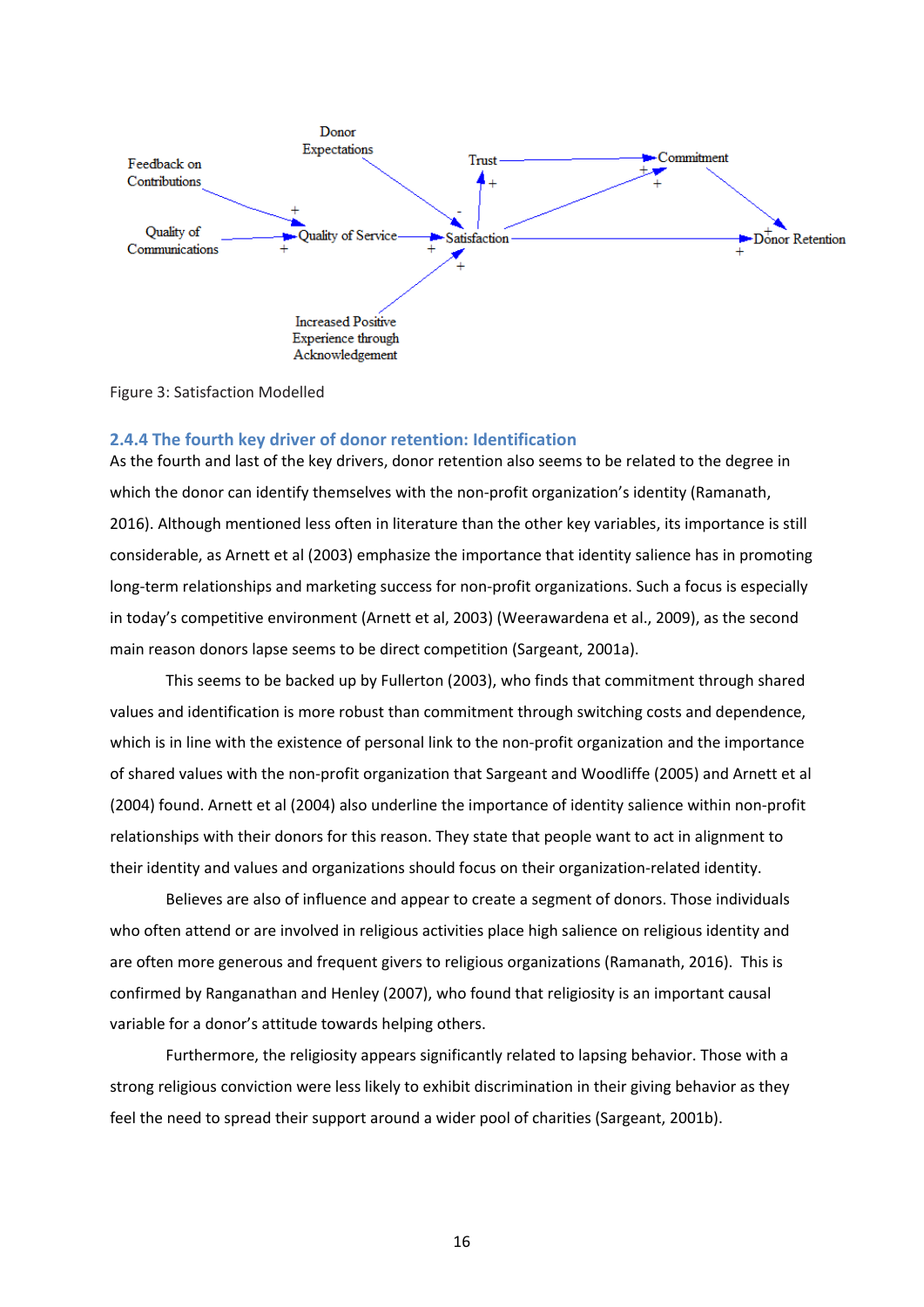Figure 3: Satisfaction Modelled

### 2.4.4 The fourth key driver of donor retention: Identification

As the fourth and last of the key drivers, donor retention also seems to be related to the degree in which the donor can identify themselves with the non-profit organization's identity (Ramanath, 2016). Although mentioned less often in literature than the other key variables, its importance is still considerable, as Arnett et al (2003) emphasize the importance that identity salience has in promoting long-term relationships and marketing success for non-profit organizations. Such a focus is especially in today's competitive environment (Arnett et al, 2003) (Weerawardena et al., 2009), as the second main reason donors lapse seems to be direct competition (Sargeant, 2001a).

This seems to be backed up by Fullerton (2003), who finds that commitment through shared values and identification is more robust than commitment through switching costs and dependence, which is in line with the existence of personal link to the non-profit organization and the importance of shared values with the non-profit organization that Sargeant and Woodliffe (2005) and Arnett et al (2004) found. Arnett et al (2004) also underline the importance of identity salience within non-profit relationships with their donors for this reason. They state that people want to act in alignment to their identity and values and organizations should focus on their organization-related identity.

Believes are also of influence and appear to create a segment of donors. Those individuals who often attend or are involved in religious activities place high salience on religious identity and are often more generous and frequent givers to religious organizations (Ramanath, 2016). This is confirmed by Ranganathan and Henley (2007), who found that religiosity is an important causal variable for a donor's attitude towards helping others.

Furthermore, the religiosity appears significantly related to lapsing behavior. Those with a strong religious conviction were less likely to exhibit discrimination in their giving behavior as they feel the need to spread their support around a wider pool of charities (Sargeant, 2001b).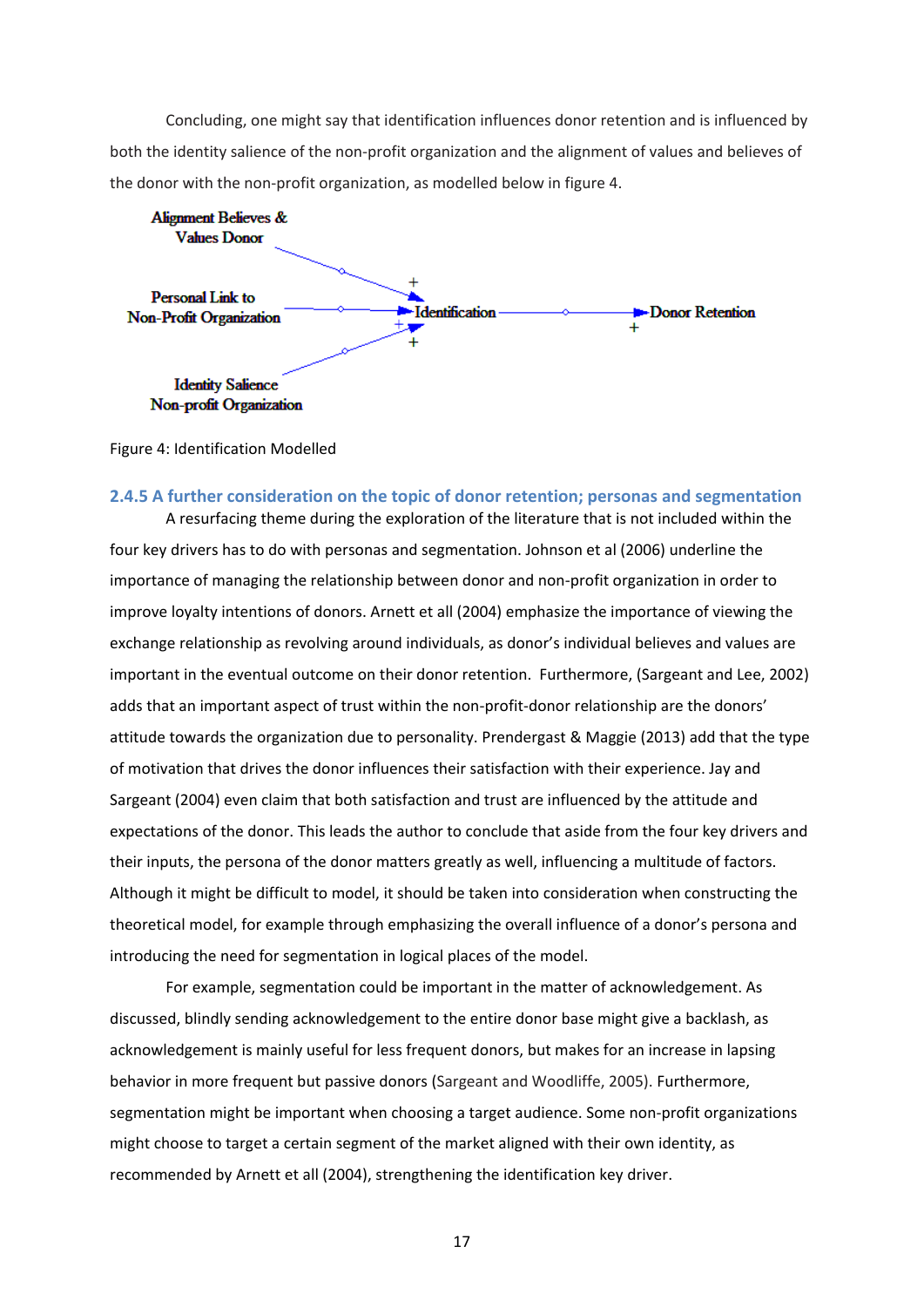Concluding, one might say that identification influences donor retention and is influenced by both the identity salience of the non-profit organization and the alignment of values and believes of the donor with the non-profit organization, as modelled below in figure 4.

Figure 4: Identification Modelled

### 2.4.5 A further consideration on the topic of donor retention; personas and segmentation

A resurfacing theme during the exploration of the literature that is not included within the four key drivers has to do with personas and segmentation. Johnson et al (2006) underline the importance of managing the relationship between donor and non-profit organization in order to improve loyalty intentions of donors. Arnett et all (2004) emphasize the importance of viewing the exchange relationship as revolving around individuals, as donor's individual believes and values are important in the eventual outcome on their donor retention. Furthermore, (Sargeant and Lee, 2002) adds that an important aspect of trust within the non-profit-donor relationship are the donors' attitude towards the organization due to personality. Prendergast & Maggie (2013) add that the type of motivation that drives the donor influences their satisfaction with their experience. Jay and Sargeant (2004) even claim that both satisfaction and trust are influenced by the attitude and expectations of the donor. This leads the author to conclude that aside from the four key drivers and their inputs, the persona of the donor matters greatly as well, influencing a multitude of factors. Although it might be difficult to model, it should be taken into consideration when constructing the theoretical model, for example through emphasizing the overall influence of a donor's persona and introducing the need for segmentation in logical places of the model.

For example, segmentation could be important in the matter of acknowledgement. As discussed, blindly sending acknowledgement to the entire donor base might give a backlash, as acknowledgement is mainly useful for less frequent donors, but makes for an increase in lapsing behavior in more frequent but passive donors (Sargeant and Woodliffe, 2005). Furthermore, segmentation might be important when choosing a target audience. Some non-profit organizations might choose to target a certain segment of the market aligned with their own identity, as recommended by Arnett et all (2004), strengthening the identification key driver.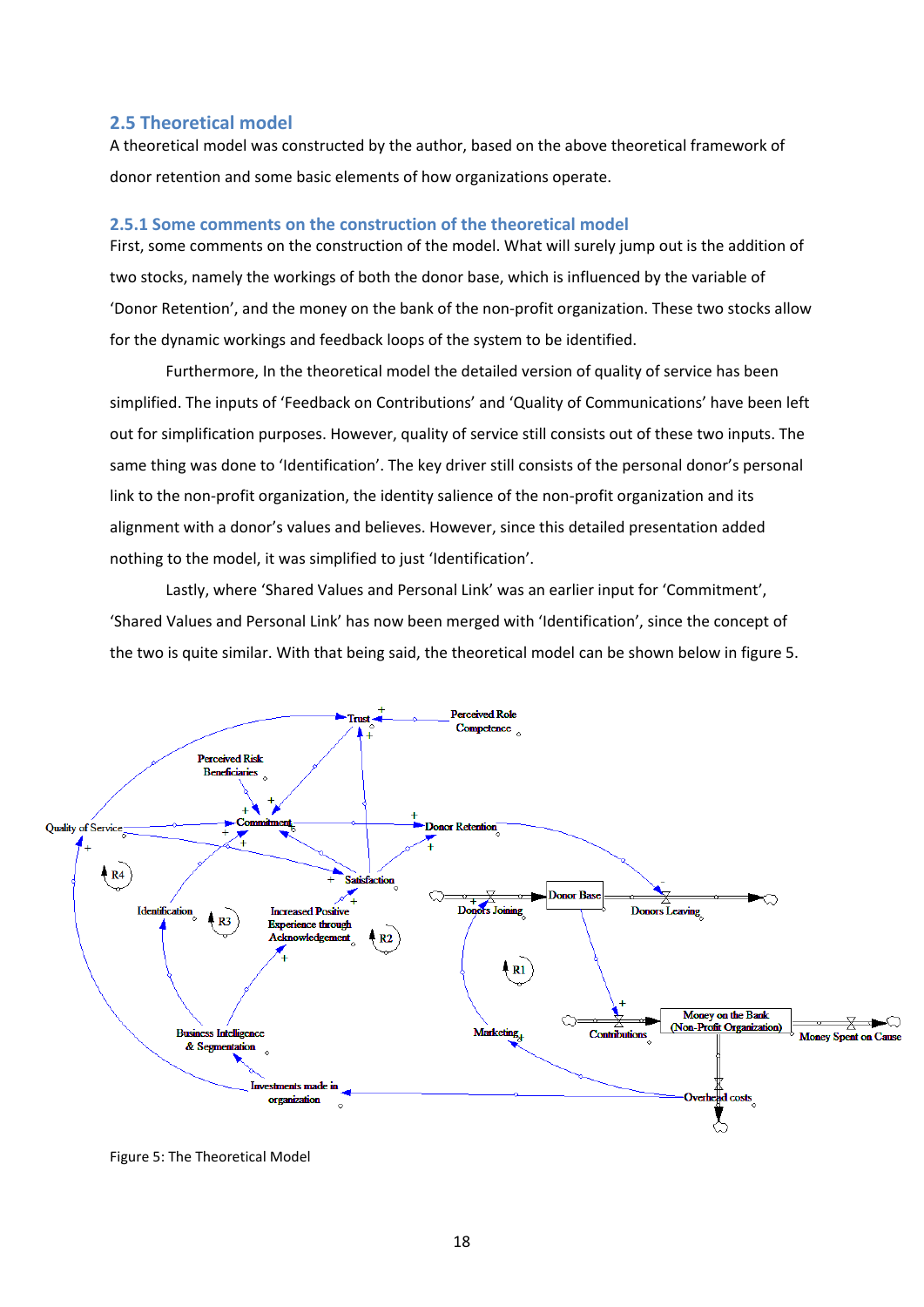## 2.5 Theoretical model

A theoretical model was constructed by the author, based on the above theoretical framework of donor retention and some basic elements of how organizations operate.

### 2.5.1 Some comments on the construction of the theoretical model

First, some comments on the construction of the model. What will surely jump out is the addition of two stocks, namely the workings of both the donor base, which is influenced by the variable of 'Donor Retention', and the money on the bank of the non-profit organization. These two stocks allow for the dynamic workings and feedback loops of the system to be identified.

Furthermore, In the theoretical model the detailed version of quality of service has been simplified. The inputs of 'Feedback on Contributions' and 'Quality of Communications' have been left out for simplification purposes. However, quality of service still consists out of these two inputs. The same thing was done to 'Identification'. The key driver still consists of the personal donor's personal link to the non-profit organization, the identity salience of the non-profit organization and its alignment with a donor's values and believes. However, since this detailed presentation added nothing to the model, it was simplified to just 'Identification'.

Lastly, where 'Shared Values and Personal Link' was an earlier input for 'Commitment', 'Shared Values and Personal Link' has now been merged with 'Identification', since the concept of the two is quite similar. With that being said, the theoretical model can be shown below in figure 5.

Figure 5: The Theoretical Model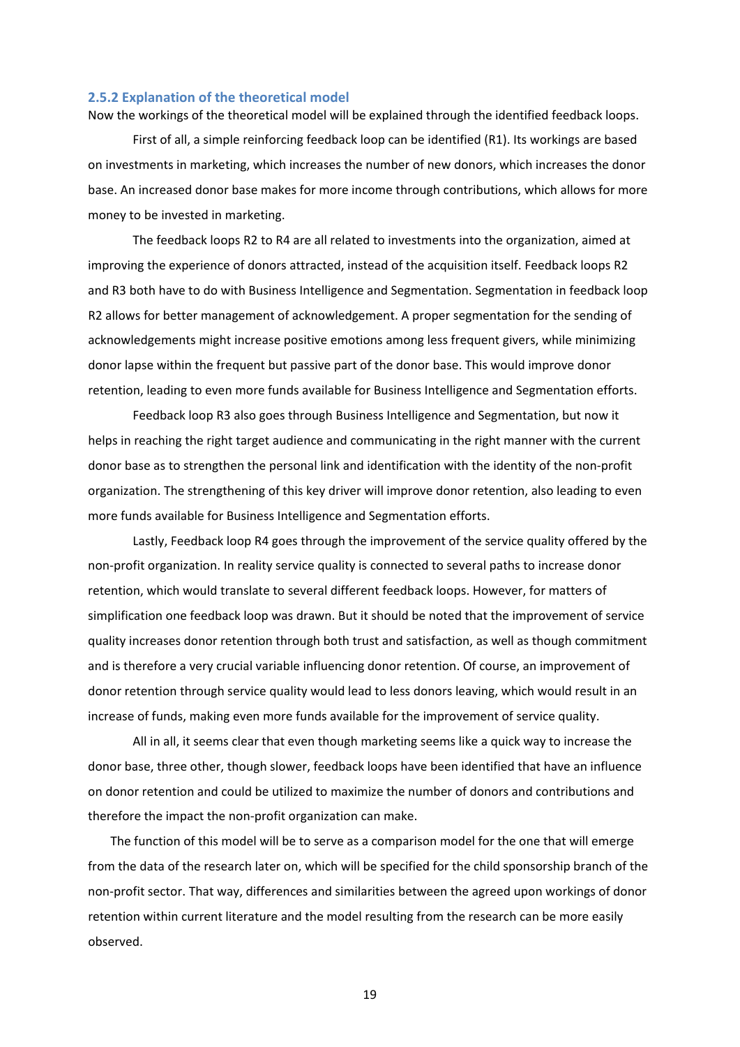### 2.5.2 Explanation of the theoretical model

Now the workings of the theoretical model will be explained through the identified feedback loops.

First of all, a simple reinforcing feedback loop can be identified (R1). Its workings are based on investments in marketing, which increases the number of new donors, which increases the donor base. An increased donor base makes for more income through contributions, which allows for more money to be invested in marketing.

The feedback loops R2 to R4 are all related to investments into the organization, aimed at improving the experience of donors attracted, instead of the acquisition itself. Feedback loops R2 and R3 both have to do with Business Intelligence and Segmentation. Segmentation in feedback loop R2 allows for better management of acknowledgement. A proper segmentation for the sending of acknowledgements might increase positive emotions among less frequent givers, while minimizing donor lapse within the frequent but passive part of the donor base. This would improve donor retention, leading to even more funds available for Business Intelligence and Segmentation efforts.

Feedback loop R3 also goes through Business Intelligence and Segmentation, but now it helps in reaching the right target audience and communicating in the right manner with the current donor base as to strengthen the personal link and identification with the identity of the non-profit organization. The strengthening of this key driver will improve donor retention, also leading to even more funds available for Business Intelligence and Segmentation efforts.

Lastly, Feedback loop R4 goes through the improvement of the service quality offered by the non-profit organization. In reality service quality is connected to several paths to increase donor retention, which would translate to several different feedback loops. However, for matters of simplification one feedback loop was drawn. But it should be noted that the improvement of service quality increases donor retention through both trust and satisfaction, as well as though commitment and is therefore a very crucial variable influencing donor retention. Of course, an improvement of donor retention through service quality would lead to less donors leaving, which would result in an increase of funds, making even more funds available for the improvement of service quality.

All in all, it seems clear that even though marketing seems like a quick way to increase the donor base, three other, though slower, feedback loops have been identified that have an influence on donor retention and could be utilized to maximize the number of donors and contributions and therefore the impact the non-profit organization can make.

The function of this model will be to serve as a comparison model for the one that will emerge from the data of the research later on, which will be specified for the child sponsorship branch of the non-profit sector. That way, differences and similarities between the agreed upon workings of donor retention within current literature and the model resulting from the research can be more easily observed.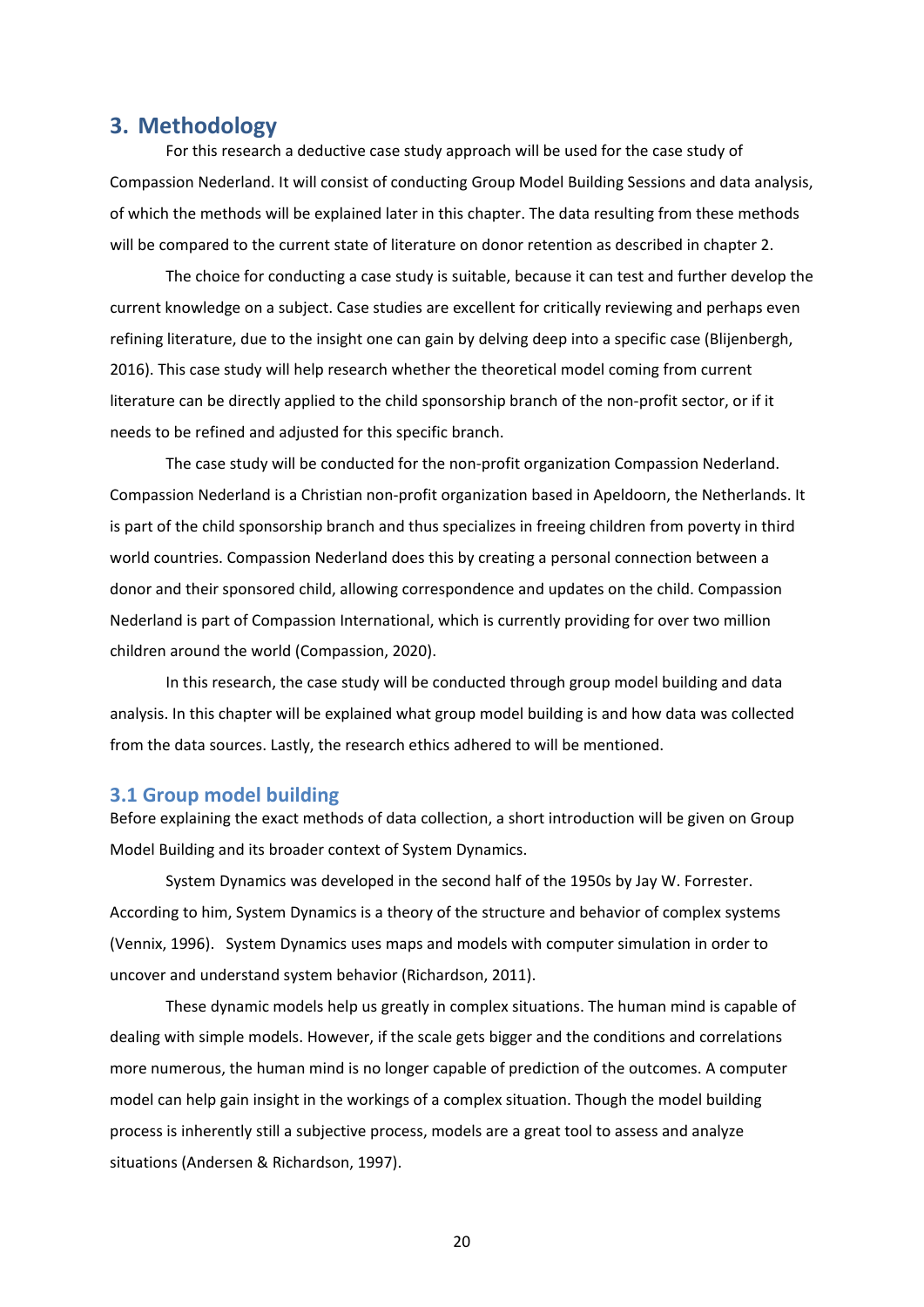# 3. Methodology

For this research a deductive case study approach will be used for the case study of Compassion Nederland. It will consist of conducting Group Model Building Sessions and data analysis, of which the methods will be explained later in this chapter. The data resulting from these methods will be compared to the current state of literature on donor retention as described in chapter 2.

The choice for conducting a case study is suitable, because it can test and further develop the current knowledge on a subject. Case studies are excellent for critically reviewing and perhaps even refining literature, due to the insight one can gain by delving deep into a specific case (Blijenbergh, 2016). This case study will help research whether the theoretical model coming from current literature can be directly applied to the child sponsorship branch of the non-profit sector, or if it needs to be refined and adjusted for this specific branch.

The case study will be conducted for the non-profit organization Compassion Nederland. Compassion Nederland is a Christian non-profit organization based in Apeldoorn, the Netherlands. It is part of the child sponsorship branch and thus specializes in freeing children from poverty in third world countries. Compassion Nederland does this by creating a personal connection between a donor and their sponsored child, allowing correspondence and updates on the child. Compassion Nederland is part of Compassion International, which is currently providing for over two million children around the world (Compassion, 2020).

In this research, the case study will be conducted through group model building and data analysis. In this chapter will be explained what group model building is and how data was collected from the data sources. Lastly, the research ethics adhered to will be mentioned.

## 3.1 Group model building

Before explaining the exact methods of data collection, a short introduction will be given on Group Model Building and its broader context of System Dynamics.

System Dynamics was developed in the second half of the 1950s by Jay W. Forrester. According to him, System Dynamics is a theory of the structure and behavior of complex systems (Vennix, 1996). System Dynamics uses maps and models with computer simulation in order to uncover and understand system behavior (Richardson, 2011).

These dynamic models help us greatly in complex situations. The human mind is capable of dealing with simple models. However, if the scale gets bigger and the conditions and correlations more numerous, the human mind is no longer capable of prediction of the outcomes. A computer model can help gain insight in the workings of a complex situation. Though the model building process is inherently still a subjective process, models are a great tool to assess and analyze situations (Andersen & Richardson, 1997).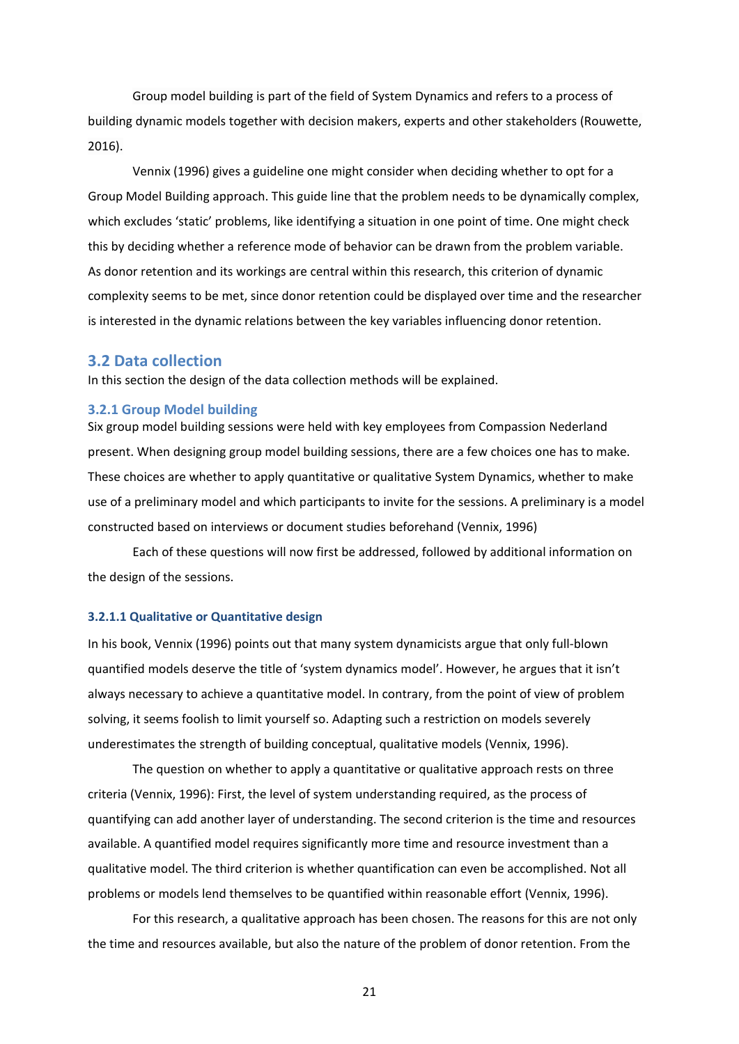Group model building is part of the field of System Dynamics and refers to a process of building dynamic models together with decision makers, experts and other stakeholders (Rouwette, 2016).

Vennix (1996) gives a guideline one might consider when deciding whether to opt for a Group Model Building approach. This guide line that the problem needs to be dynamically complex, which excludes 'static' problems, like identifying a situation in one point of time. One might check this by deciding whether a reference mode of behavior can be drawn from the problem variable. As donor retention and its workings are central within this research, this criterion of dynamic complexity seems to be met, since donor retention could be displayed over time and the researcher is interested in the dynamic relations between the key variables influencing donor retention.

## 3.2 Data collection

In this section the design of the data collection methods will be explained.

### 3.2.1 Group Model building

Six group model building sessions were held with key employees from Compassion Nederland present. When designing group model building sessions, there are a few choices one has to make. These choices are whether to apply quantitative or qualitative System Dynamics, whether to make use of a preliminary model and which participants to invite for the sessions. A preliminary is a model constructed based on interviews or document studies beforehand (Vennix, 1996)

Each of these questions will now first be addressed, followed by additional information on the design of the sessions.

#### 3.2.1.1 Qualitative or Quantitative design

In his book, Vennix (1996) points out that many system dynamicists argue that only full-blown quantified models deserve the title of 'system dynamics model'. However, he argues that it isn't always necessary to achieve a quantitative model. In contrary, from the point of view of problem solving, it seems foolish to limit yourself so. Adapting such a restriction on models severely underestimates the strength of building conceptual, qualitative models (Vennix, 1996).

The question on whether to apply a quantitative or qualitative approach rests on three criteria (Vennix, 1996): First, the level of system understanding required, as the process of quantifying can add another layer of understanding. The second criterion is the time and resources available. A quantified model requires significantly more time and resource investment than a qualitative model. The third criterion is whether quantification can even be accomplished. Not all problems or models lend themselves to be quantified within reasonable effort (Vennix, 1996).

For this research, a qualitative approach has been chosen. The reasons for this are not only the time and resources available, but also the nature of the problem of donor retention. From the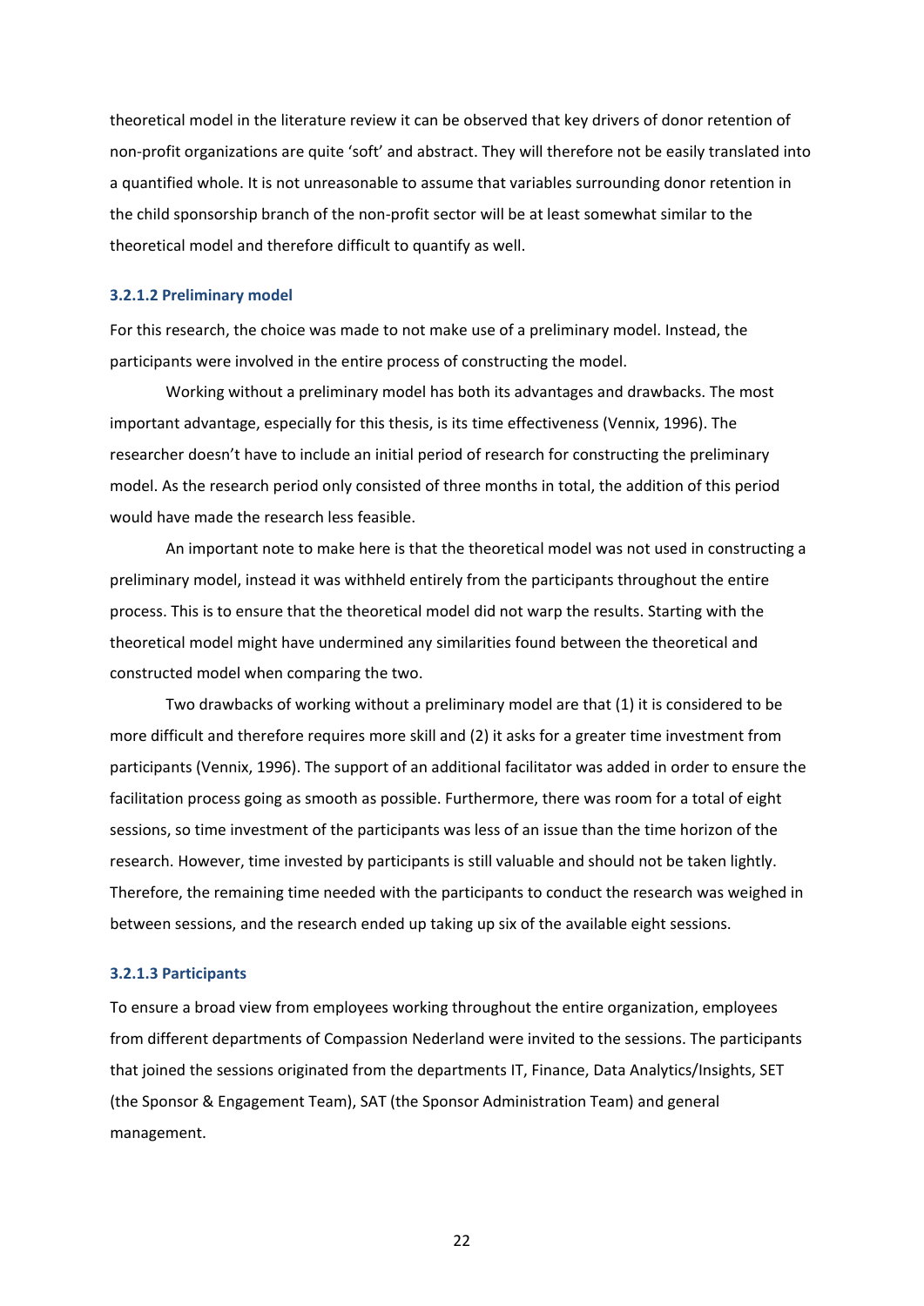theoretical model in the literature review it can be observed that key drivers of donor retention of non-profit organizations are quite 'soft' and abstract. They will therefore not be easily translated into a quantified whole. It is not unreasonable to assume that variables surrounding donor retention in the child sponsorship branch of the non-profit sector will be at least somewhat similar to the theoretical model and therefore difficult to quantify as well.

#### 3.2.1.2 Preliminary model

For this research, the choice was made to not make use of a preliminary model. Instead, the participants were involved in the entire process of constructing the model.

Working without a preliminary model has both its advantages and drawbacks. The most important advantage, especially for this thesis, is its time effectiveness (Vennix, 1996). The researcher doesn't have to include an initial period of research for constructing the preliminary model. As the research period only consisted of three months in total, the addition of this period would have made the research less feasible.

An important note to make here is that the theoretical model was not used in constructing a preliminary model, instead it was withheld entirely from the participants throughout the entire process. This is to ensure that the theoretical model did not warp the results. Starting with the theoretical model might have undermined any similarities found between the theoretical and constructed model when comparing the two.

Two drawbacks of working without a preliminary model are that (1) it is considered to be more difficult and therefore requires more skill and (2) it asks for a greater time investment from participants (Vennix, 1996). The support of an additional facilitator was added in order to ensure the facilitation process going as smooth as possible. Furthermore, there was room for a total of eight sessions, so time investment of the participants was less of an issue than the time horizon of the research. However, time invested by participants is still valuable and should not be taken lightly. Therefore, the remaining time needed with the participants to conduct the research was weighed in between sessions, and the research ended up taking up six of the available eight sessions.

#### 3.2.1.3 Participants

To ensure a broad view from employees working throughout the entire organization, employees from different departments of Compassion Nederland were invited to the sessions. The participants that joined the sessions originated from the departments IT, Finance, Data Analytics/Insights, SET (the Sponsor & Engagement Team), SAT (the Sponsor Administration Team) and general management.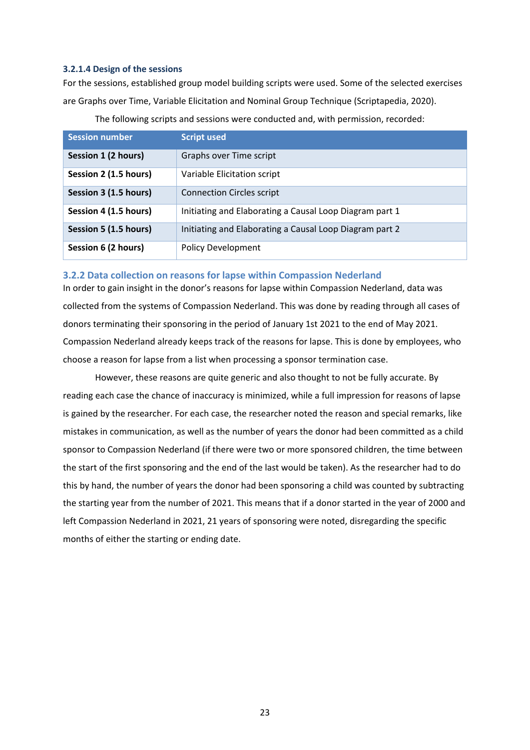#### 3.2.1.4 Design of the sessions

For the sessions, established group model building scripts were used. Some of the selected exercises are Graphs over Time, Variable Elicitation and Nominal Group Technique (Scriptapedia, 2020).

The following scripts and sessions were conducted and, with permission, recorded:

| Session number | Script used |
|---|---|
| **Session 1 (2 hours)** | Graphs over Time script |
| **Session 2 (1.5 hours)** | Variable Elicitation script |
| **Session 3 (1.5 hours)** | Connection Circles script |
| **Session 4 (1.5 hours)** | Initiating and Elaborating a Causal Loop Diagram part 1 |
| **Session 5 (1.5 hours)** | Initiating and Elaborating a Causal Loop Diagram part 2 |
| **Session 6 (2 hours)** | Policy Development |

### 3.2.2 Data collection on reasons for lapse within Compassion Nederland

In order to gain insight in the donor's reasons for lapse within Compassion Nederland, data was collected from the systems of Compassion Nederland. This was done by reading through all cases of donors terminating their sponsoring in the period of January 1st 2021 to the end of May 2021. Compassion Nederland already keeps track of the reasons for lapse. This is done by employees, who choose a reason for lapse from a list when processing a sponsor termination case.

However, these reasons are quite generic and also thought to not be fully accurate. By reading each case the chance of inaccuracy is minimized, while a full impression for reasons of lapse is gained by the researcher. For each case, the researcher noted the reason and special remarks, like mistakes in communication, as well as the number of years the donor had been committed as a child sponsor to Compassion Nederland (if there were two or more sponsored children, the time between the start of the first sponsoring and the end of the last would be taken). As the researcher had to do this by hand, the number of years the donor had been sponsoring a child was counted by subtracting the starting year from the number of 2021. This means that if a donor started in the year of 2000 and left Compassion Nederland in 2021, 21 years of sponsoring were noted, disregarding the specific months of either the starting or ending date.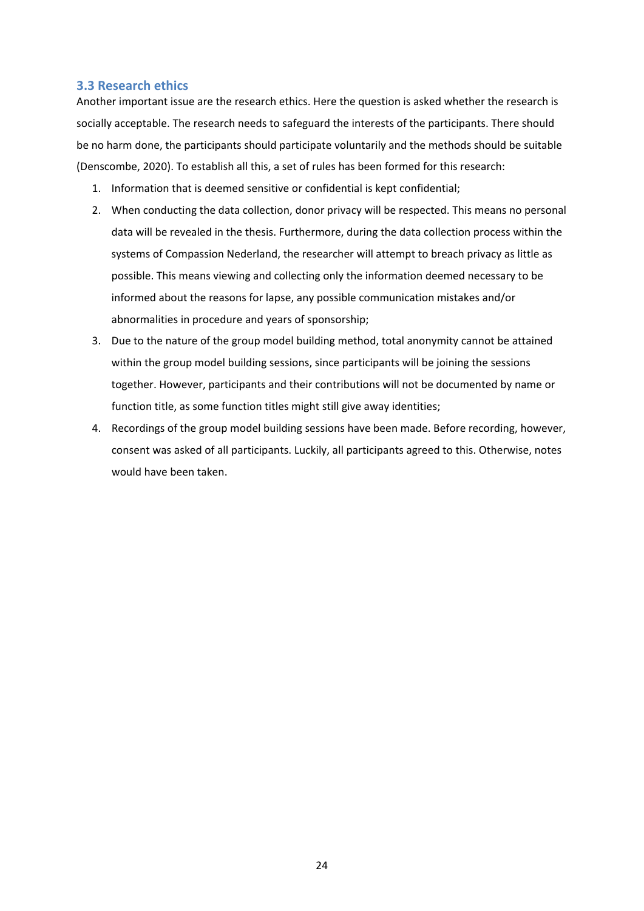### 3.3 Research ethics

Another important issue are the research ethics. Here the question is asked whether the research is socially acceptable. The research needs to safeguard the interests of the participants. There should be no harm done, the participants should participate voluntarily and the methods should be suitable (Denscombe, 2020). To establish all this, a set of rules has been formed for this research:

1. Information that is deemed sensitive or confidential is kept confidential;
2. When conducting the data collection, donor privacy will be respected. This means no personal data will be revealed in the thesis. Furthermore, during the data collection process within the systems of Compassion Nederland, the researcher will attempt to breach privacy as little as possible. This means viewing and collecting only the information deemed necessary to be informed about the reasons for lapse, any possible communication mistakes and/or abnormalities in procedure and years of sponsorship;
3. Due to the nature of the group model building method, total anonymity cannot be attained within the group model building sessions, since participants will be joining the sessions together. However, participants and their contributions will not be documented by name or function title, as some function titles might still give away identities;
4. Recordings of the group model building sessions have been made. Before recording, however, consent was asked of all participants. Luckily, all participants agreed to this. Otherwise, notes would have been taken.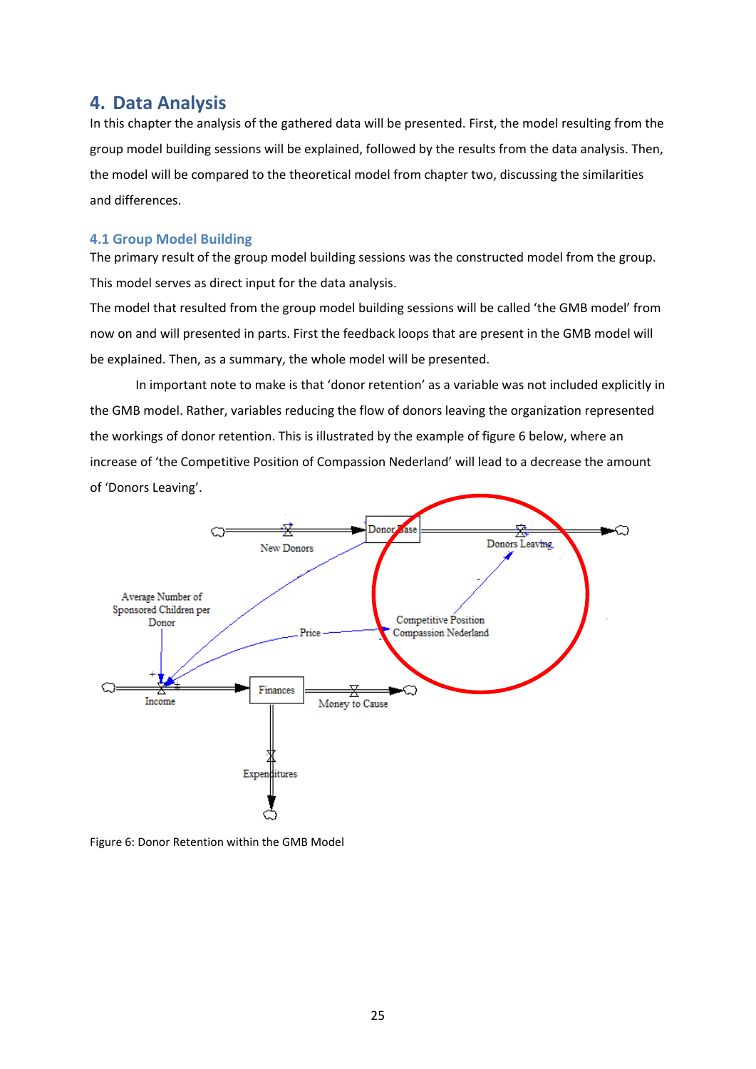# 4. Data Analysis

In this chapter the analysis of the gathered data will be presented. First, the model resulting from the group model building sessions will be explained, followed by the results from the data analysis. Then, the model will be compared to the theoretical model from chapter two, discussing the similarities and differences.

## 4.1 Group Model Building

The primary result of the group model building sessions was the constructed model from the group. This model serves as direct input for the data analysis.

The model that resulted from the group model building sessions will be called 'the GMB model' from now on and will presented in parts. First the feedback loops that are present in the GMB model will be explained. Then, as a summary, the whole model will be presented.

In important note to make is that 'donor retention' as a variable was not included explicitly in the GMB model. Rather, variables reducing the flow of donors leaving the organization represented the workings of donor retention. This is illustrated by the example of figure 6 below, where an increase of 'the Competitive Position of Compassion Nederland' will lead to a decrease the amount of 'Donors Leaving'.

Figure 6: Donor Retention within the GMB Model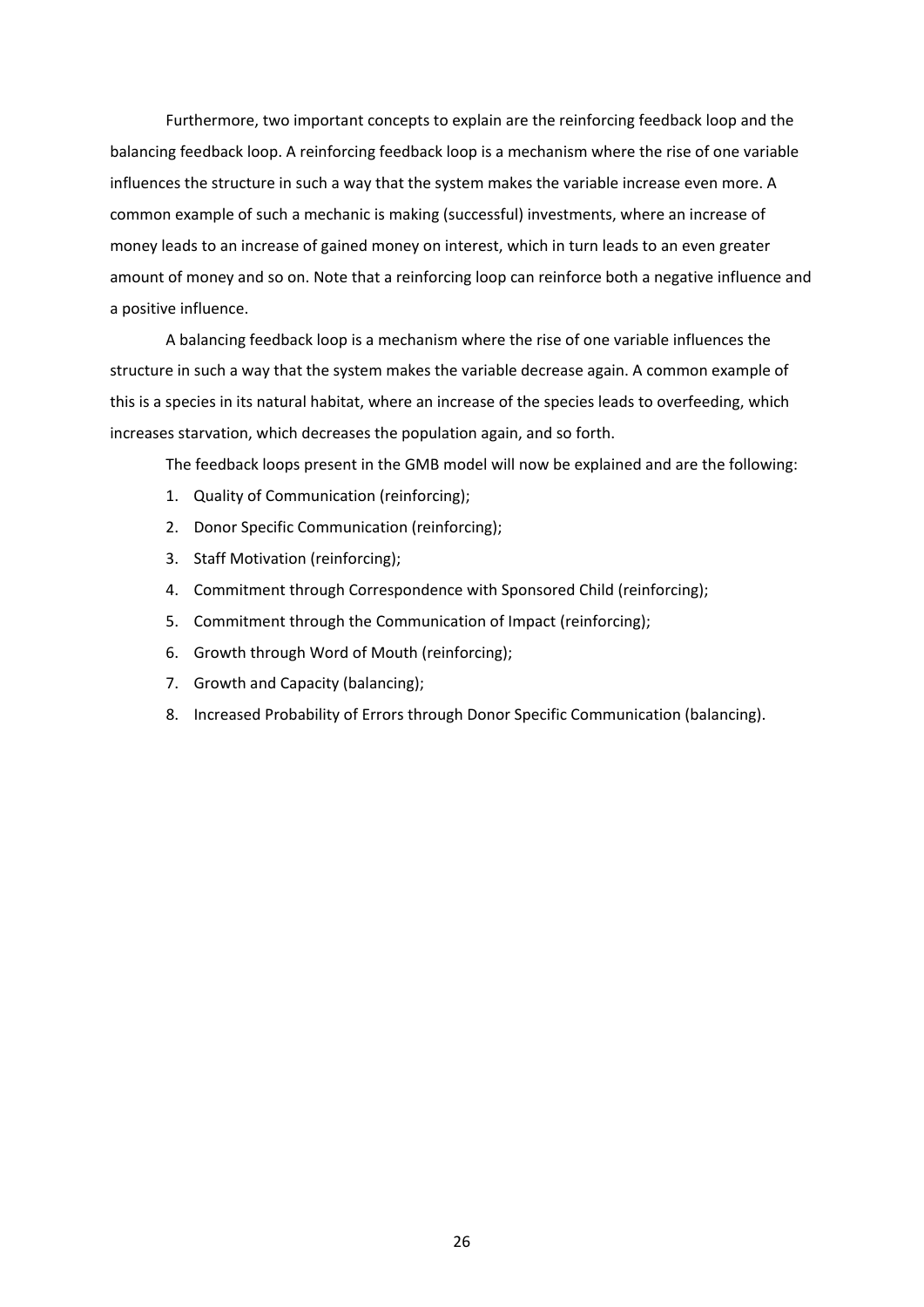Furthermore, two important concepts to explain are the reinforcing feedback loop and the balancing feedback loop. A reinforcing feedback loop is a mechanism where the rise of one variable influences the structure in such a way that the system makes the variable increase even more. A common example of such a mechanic is making (successful) investments, where an increase of money leads to an increase of gained money on interest, which in turn leads to an even greater amount of money and so on. Note that a reinforcing loop can reinforce both a negative influence and a positive influence.

A balancing feedback loop is a mechanism where the rise of one variable influences the structure in such a way that the system makes the variable decrease again. A common example of this is a species in its natural habitat, where an increase of the species leads to overfeeding, which increases starvation, which decreases the population again, and so forth.

The feedback loops present in the GMB model will now be explained and are the following:

1. Quality of Communication (reinforcing);
2. Donor Specific Communication (reinforcing);
3. Staff Motivation (reinforcing);
4. Commitment through Correspondence with Sponsored Child (reinforcing);
5. Commitment through the Communication of Impact (reinforcing);
6. Growth through Word of Mouth (reinforcing);
7. Growth and Capacity (balancing);
8. Increased Probability of Errors through Donor Specific Communication (balancing).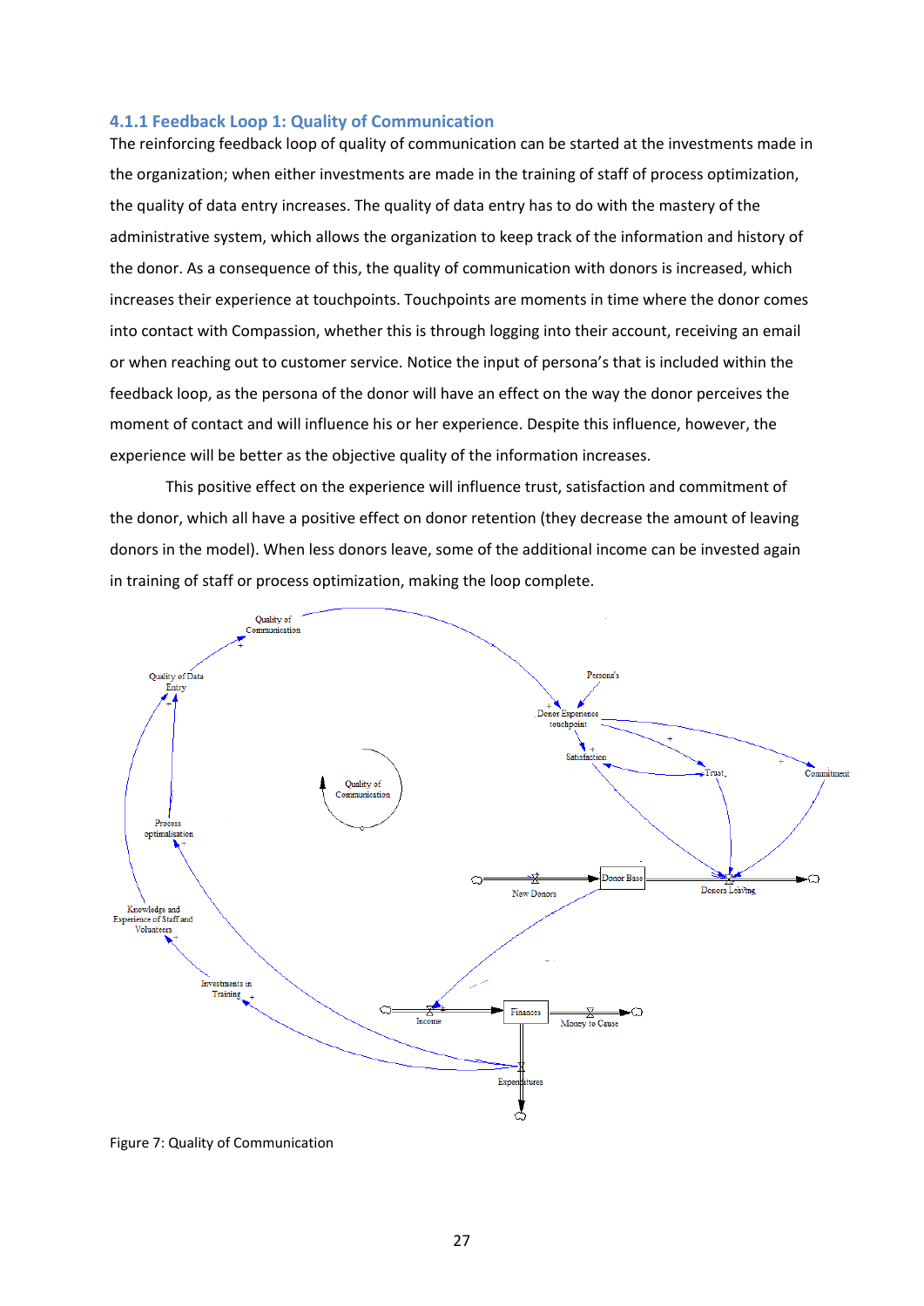### 4.1.1 Feedback Loop 1: Quality of Communication

The reinforcing feedback loop of quality of communication can be started at the investments made in the organization; when either investments are made in the training of staff of process optimization, the quality of data entry increases. The quality of data entry has to do with the mastery of the administrative system, which allows the organization to keep track of the information and history of the donor. As a consequence of this, the quality of communication with donors is increased, which increases their experience at touchpoints. Touchpoints are moments in time where the donor comes into contact with Compassion, whether this is through logging into their account, receiving an email or when reaching out to customer service. Notice the input of persona's that is included within the feedback loop, as the persona of the donor will have an effect on the way the donor perceives the moment of contact and will influence his or her experience. Despite this influence, however, the experience will be better as the objective quality of the information increases.

This positive effect on the experience will influence trust, satisfaction and commitment of the donor, which all have a positive effect on donor retention (they decrease the amount of leaving donors in the model). When less donors leave, some of the additional income can be invested again in training of staff or process optimization, making the loop complete.

Figure 7: Quality of Communication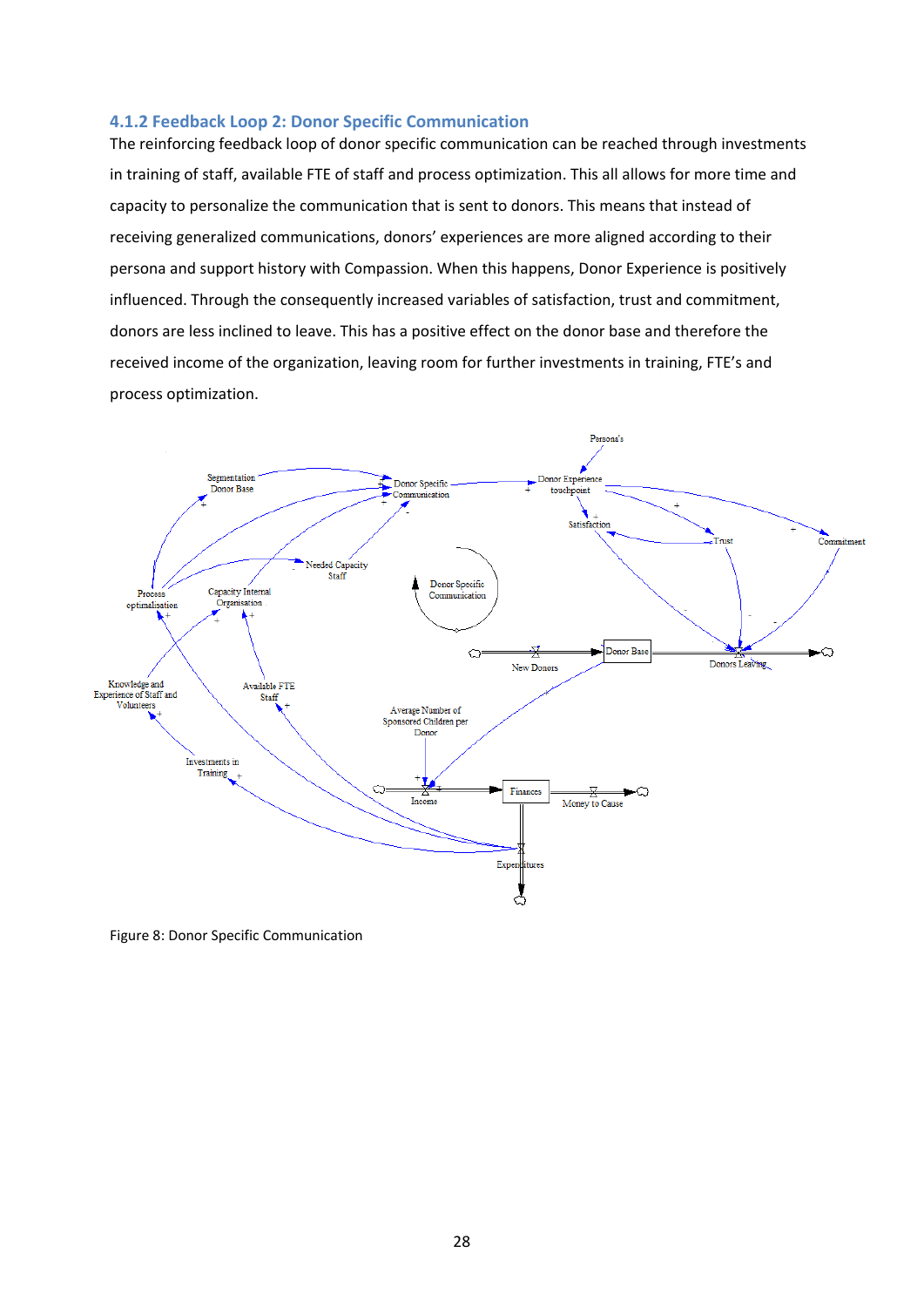### 4.1.2 Feedback Loop 2: Donor Specific Communication

The reinforcing feedback loop of donor specific communication can be reached through investments in training of staff, available FTE of staff and process optimization. This all allows for more time and capacity to personalize the communication that is sent to donors. This means that instead of receiving generalized communications, donors' experiences are more aligned according to their persona and support history with Compassion. When this happens, Donor Experience is positively influenced. Through the consequently increased variables of satisfaction, trust and commitment, donors are less inclined to leave. This has a positive effect on the donor base and therefore the received income of the organization, leaving room for further investments in training, FTE's and process optimization.

Figure 8: Donor Specific Communication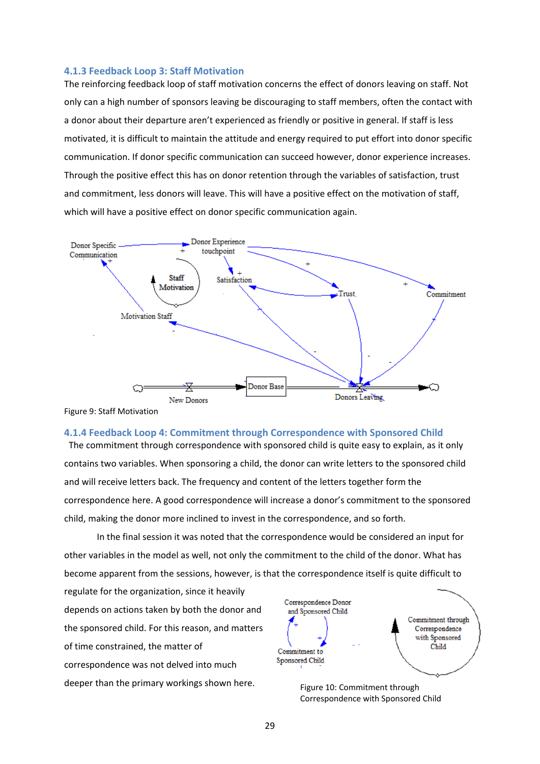### 4.1.3 Feedback Loop 3: Staff Motivation

The reinforcing feedback loop of staff motivation concerns the effect of donors leaving on staff. Not only can a high number of sponsors leaving be discouraging to staff members, often the contact with a donor about their departure aren't experienced as friendly or positive in general. If staff is less motivated, it is difficult to maintain the attitude and energy required to put effort into donor specific communication. If donor specific communication can succeed however, donor experience increases. Through the positive effect this has on donor retention through the variables of satisfaction, trust and commitment, less donors will leave. This will have a positive effect on the motivation of staff, which will have a positive effect on donor specific communication again.

Figure 9: Staff Motivation

### 4.1.4 Feedback Loop 4: Commitment through Correspondence with Sponsored Child

The commitment through correspondence with sponsored child is quite easy to explain, as it only contains two variables. When sponsoring a child, the donor can write letters to the sponsored child and will receive letters back. The frequency and content of the letters together form the correspondence here. A good correspondence will increase a donor's commitment to the sponsored child, making the donor more inclined to invest in the correspondence, and so forth.

In the final session it was noted that the correspondence would be considered an input for other variables in the model as well, not only the commitment to the child of the donor. What has become apparent from the sessions, however, is that the correspondence itself is quite difficult to regulate for the organization, since it heavily depends on actions taken by both the donor and the sponsored child. For this reason, and matters of time constrained, the matter of correspondence was not delved into much deeper than the primary workings shown here.

Figure 10: Commitment through Correspondence with Sponsored Child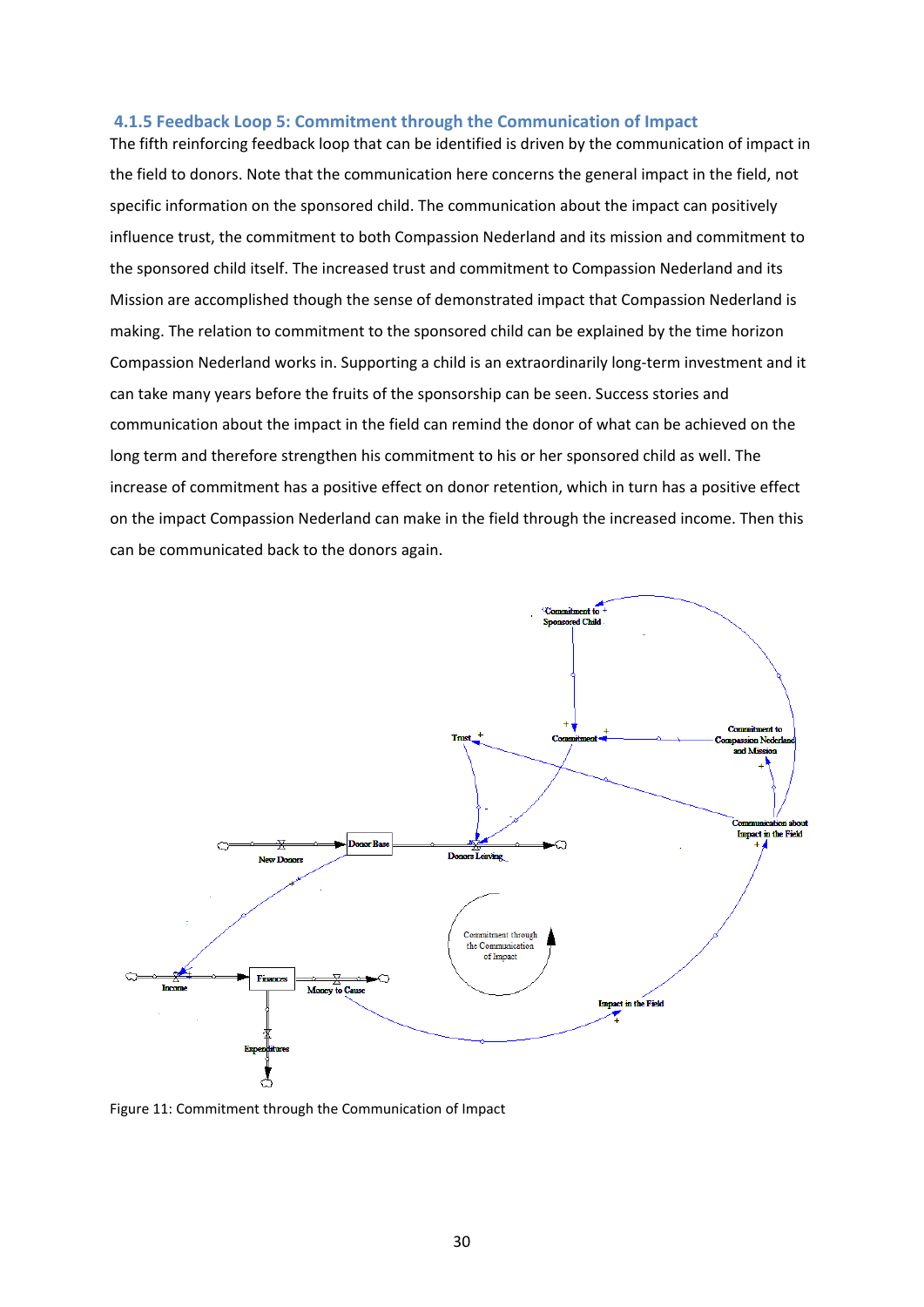### 4.1.5 Feedback Loop 5: Commitment through the Communication of Impact

The fifth reinforcing feedback loop that can be identified is driven by the communication of impact in the field to donors. Note that the communication here concerns the general impact in the field, not specific information on the sponsored child. The communication about the impact can positively influence trust, the commitment to both Compassion Nederland and its mission and commitment to the sponsored child itself. The increased trust and commitment to Compassion Nederland and its Mission are accomplished though the sense of demonstrated impact that Compassion Nederland is making. The relation to commitment to the sponsored child can be explained by the time horizon Compassion Nederland works in. Supporting a child is an extraordinarily long-term investment and it can take many years before the fruits of the sponsorship can be seen. Success stories and communication about the impact in the field can remind the donor of what can be achieved on the long term and therefore strengthen his commitment to his or her sponsored child as well. The increase of commitment has a positive effect on donor retention, which in turn has a positive effect on the impact Compassion Nederland can make in the field through the increased income. Then this can be communicated back to the donors again.

Figure 11: Commitment through the Communication of Impact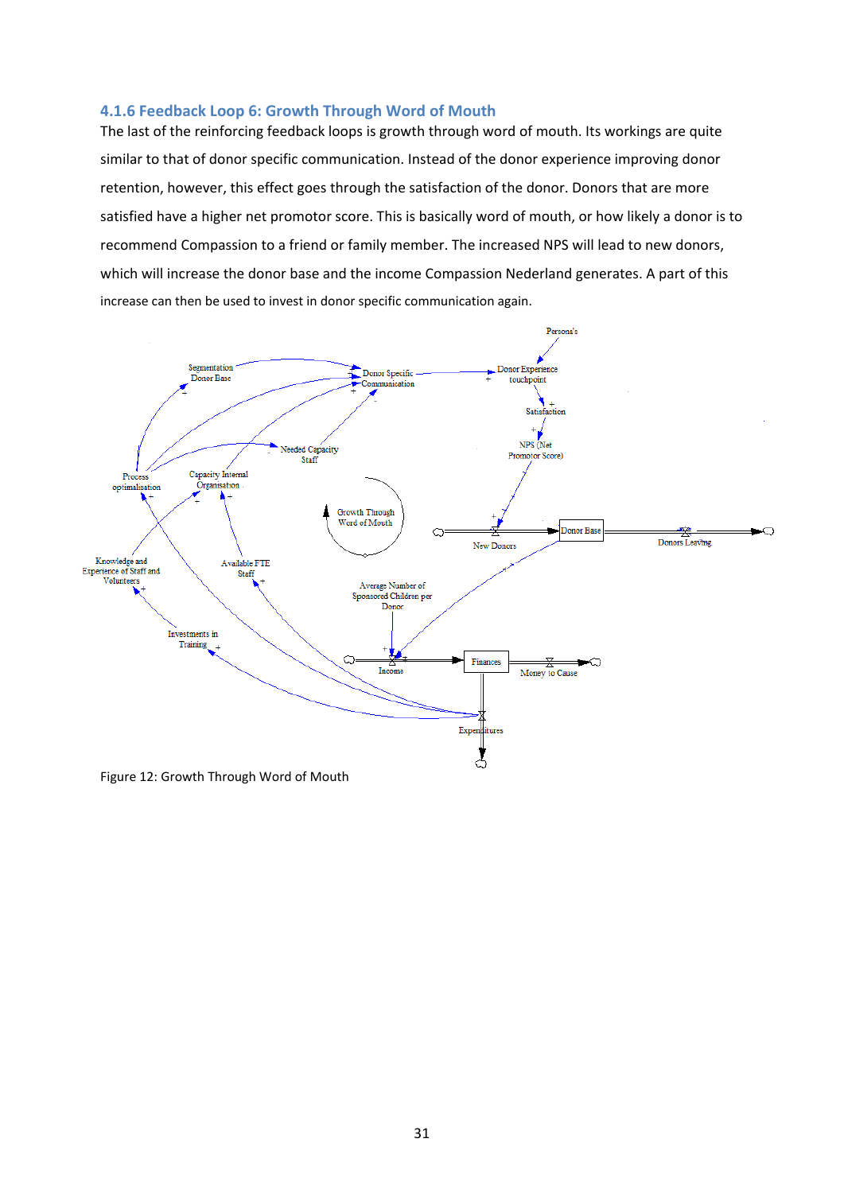### 4.1.6 Feedback Loop 6: Growth Through Word of Mouth

The last of the reinforcing feedback loops is growth through word of mouth. Its workings are quite similar to that of donor specific communication. Instead of the donor experience improving donor retention, however, this effect goes through the satisfaction of the donor. Donors that are more satisfied have a higher net promotor score. This is basically word of mouth, or how likely a donor is to recommend Compassion to a friend or family member. The increased NPS will lead to new donors, which will increase the donor base and the income Compassion Nederland generates. A part of this increase can then be used to invest in donor specific communication again.

Figure 12: Growth Through Word of Mouth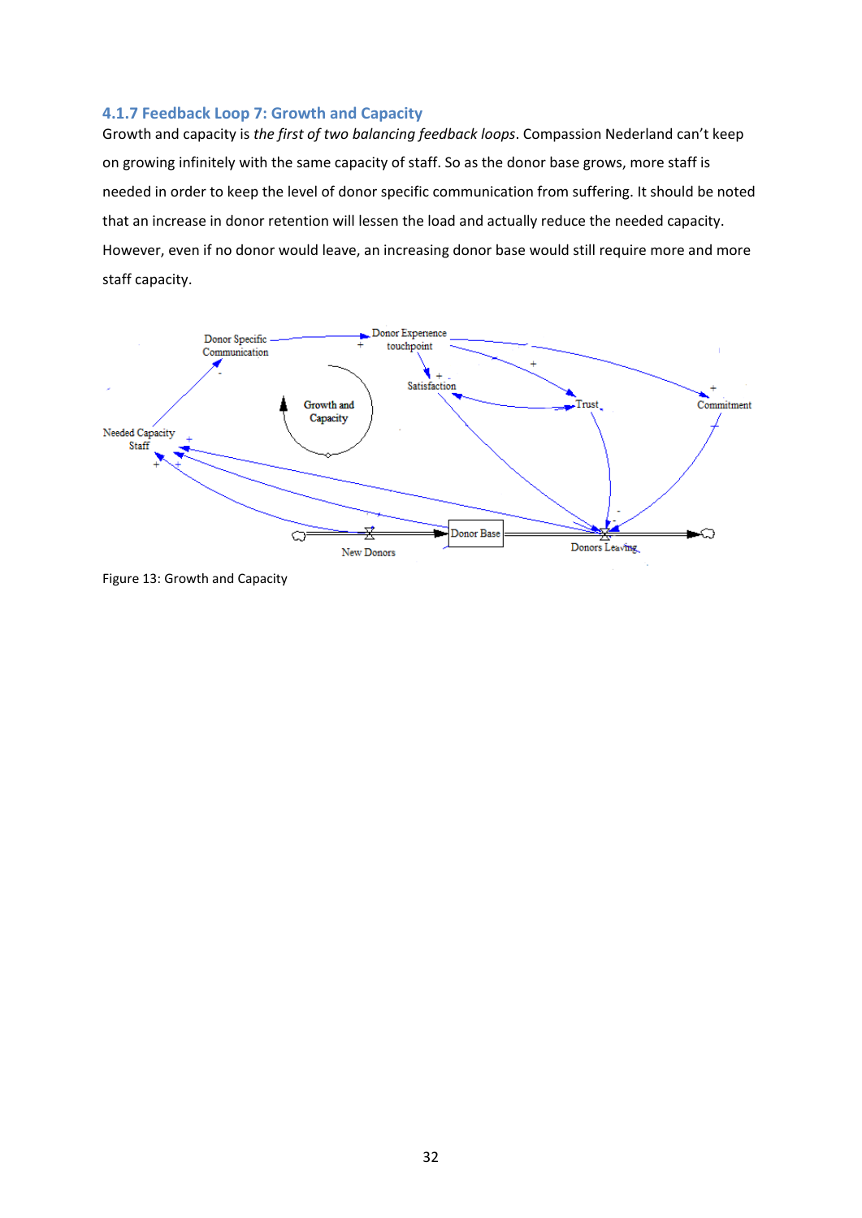### 4.1.7 Feedback Loop 7: Growth and Capacity

Growth and capacity is *the first of two balancing feedback loops*. Compassion Nederland can't keep on growing infinitely with the same capacity of staff. So as the donor base grows, more staff is needed in order to keep the level of donor specific communication from suffering. It should be noted that an increase in donor retention will lessen the load and actually reduce the needed capacity. However, even if no donor would leave, an increasing donor base would still require more and more staff capacity.

Figure 13: Growth and Capacity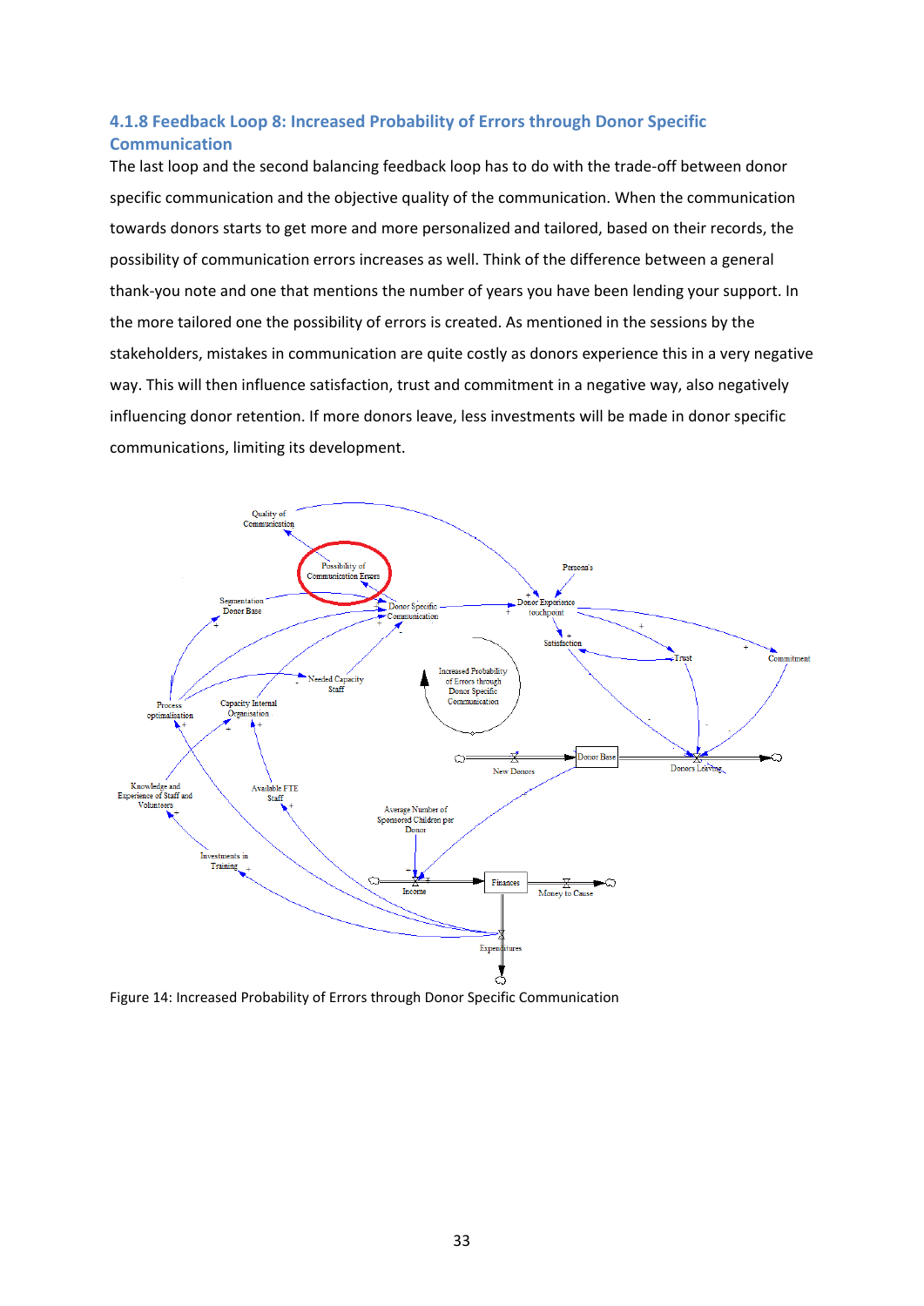### 4.1.8 Feedback Loop 8: Increased Probability of Errors through Donor Specific Communication

The last loop and the second balancing feedback loop has to do with the trade-off between donor specific communication and the objective quality of the communication. When the communication towards donors starts to get more and more personalized and tailored, based on their records, the possibility of communication errors increases as well. Think of the difference between a general thank-you note and one that mentions the number of years you have been lending your support. In the more tailored one the possibility of errors is created. As mentioned in the sessions by the stakeholders, mistakes in communication are quite costly as donors experience this in a very negative way. This will then influence satisfaction, trust and commitment in a negative way, also negatively influencing donor retention. If more donors leave, less investments will be made in donor specific communications, limiting its development.

Figure 14: Increased Probability of Errors through Donor Specific Communication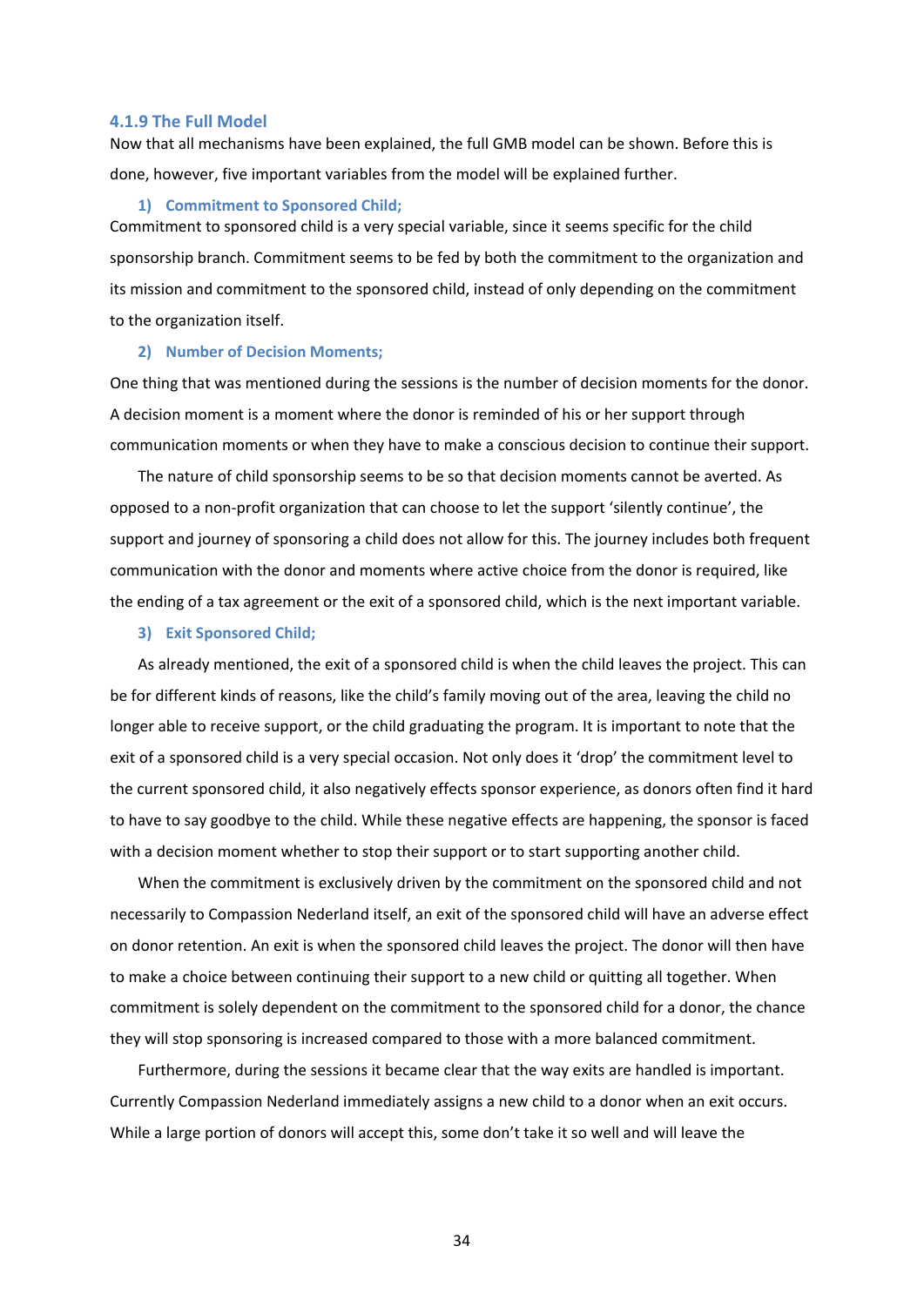### 4.1.9 The Full Model

Now that all mechanisms have been explained, the full GMB model can be shown. Before this is done, however, five important variables from the model will be explained further.

1) **Commitment to Sponsored Child;**

Commitment to sponsored child is a very special variable, since it seems specific for the child sponsorship branch. Commitment seems to be fed by both the commitment to the organization and its mission and commitment to the sponsored child, instead of only depending on the commitment to the organization itself.

2) **Number of Decision Moments;**

One thing that was mentioned during the sessions is the number of decision moments for the donor. A decision moment is a moment where the donor is reminded of his or her support through communication moments or when they have to make a conscious decision to continue their support.

The nature of child sponsorship seems to be so that decision moments cannot be averted. As opposed to a non-profit organization that can choose to let the support 'silently continue', the support and journey of sponsoring a child does not allow for this. The journey includes both frequent communication with the donor and moments where active choice from the donor is required, like the ending of a tax agreement or the exit of a sponsored child, which is the next important variable.

3) **Exit Sponsored Child;**

As already mentioned, the exit of a sponsored child is when the child leaves the project. This can be for different kinds of reasons, like the child's family moving out of the area, leaving the child no longer able to receive support, or the child graduating the program. It is important to note that the exit of a sponsored child is a very special occasion. Not only does it 'drop' the commitment level to the current sponsored child, it also negatively effects sponsor experience, as donors often find it hard to have to say goodbye to the child. While these negative effects are happening, the sponsor is faced with a decision moment whether to stop their support or to start supporting another child.

When the commitment is exclusively driven by the commitment on the sponsored child and not necessarily to Compassion Nederland itself, an exit of the sponsored child will have an adverse effect on donor retention. An exit is when the sponsored child leaves the project. The donor will then have to make a choice between continuing their support to a new child or quitting all together. When commitment is solely dependent on the commitment to the sponsored child for a donor, the chance they will stop sponsoring is increased compared to those with a more balanced commitment.

Furthermore, during the sessions it became clear that the way exits are handled is important. Currently Compassion Nederland immediately assigns a new child to a donor when an exit occurs. While a large portion of donors will accept this, some don't take it so well and will leave the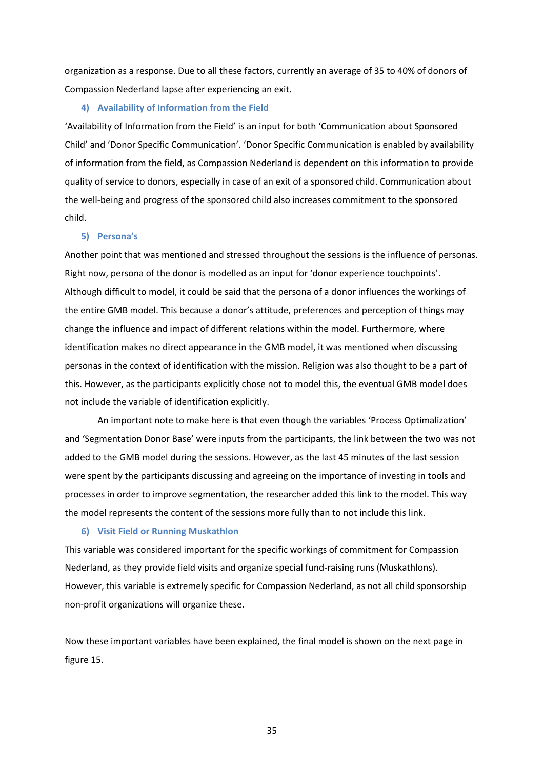organization as a response. Due to all these factors, currently an average of 35 to 40% of donors of Compassion Nederland lapse after experiencing an exit.

### 4) Availability of Information from the Field

'Availability of Information from the Field' is an input for both 'Communication about Sponsored Child' and 'Donor Specific Communication'. 'Donor Specific Communication is enabled by availability of information from the field, as Compassion Nederland is dependent on this information to provide quality of service to donors, especially in case of an exit of a sponsored child. Communication about the well-being and progress of the sponsored child also increases commitment to the sponsored child.

### 5) Persona's

Another point that was mentioned and stressed throughout the sessions is the influence of personas. Right now, persona of the donor is modelled as an input for 'donor experience touchpoints'. Although difficult to model, it could be said that the persona of a donor influences the workings of the entire GMB model. This because a donor's attitude, preferences and perception of things may change the influence and impact of different relations within the model. Furthermore, where identification makes no direct appearance in the GMB model, it was mentioned when discussing personas in the context of identification with the mission. Religion was also thought to be a part of this. However, as the participants explicitly chose not to model this, the eventual GMB model does not include the variable of identification explicitly.

An important note to make here is that even though the variables 'Process Optimalization' and 'Segmentation Donor Base' were inputs from the participants, the link between the two was not added to the GMB model during the sessions. However, as the last 45 minutes of the last session were spent by the participants discussing and agreeing on the importance of investing in tools and processes in order to improve segmentation, the researcher added this link to the model. This way the model represents the content of the sessions more fully than to not include this link.

### 6) Visit Field or Running Muskathlon

This variable was considered important for the specific workings of commitment for Compassion Nederland, as they provide field visits and organize special fund-raising runs (Muskathlons). However, this variable is extremely specific for Compassion Nederland, as not all child sponsorship non-profit organizations will organize these.

Now these important variables have been explained, the final model is shown on the next page in figure 15.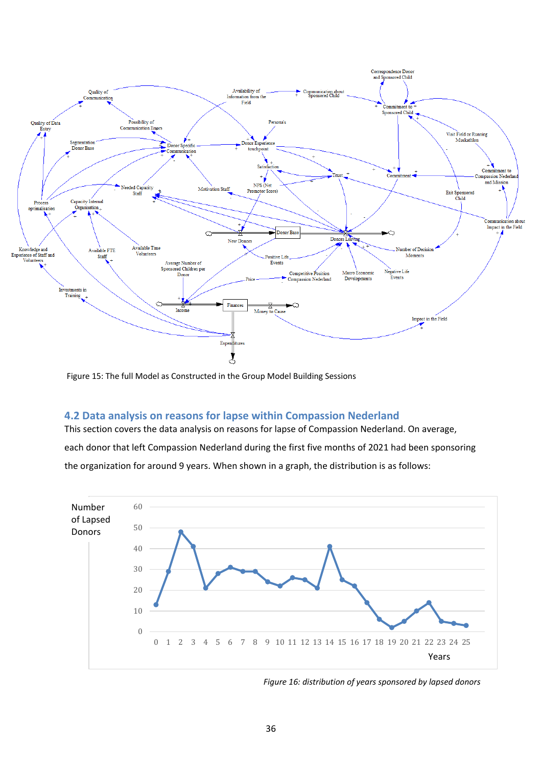Figure 15: The full Model as Constructed in the Group Model Building Sessions

## 4.2 Data analysis on reasons for lapse within Compassion Nederland

This section covers the data analysis on reasons for lapse of Compassion Nederland. On average, each donor that left Compassion Nederland during the first five months of 2021 had been sponsoring the organization for around 9 years. When shown in a graph, the distribution is as follows:

*Figure 16: distribution of years sponsored by lapsed donors*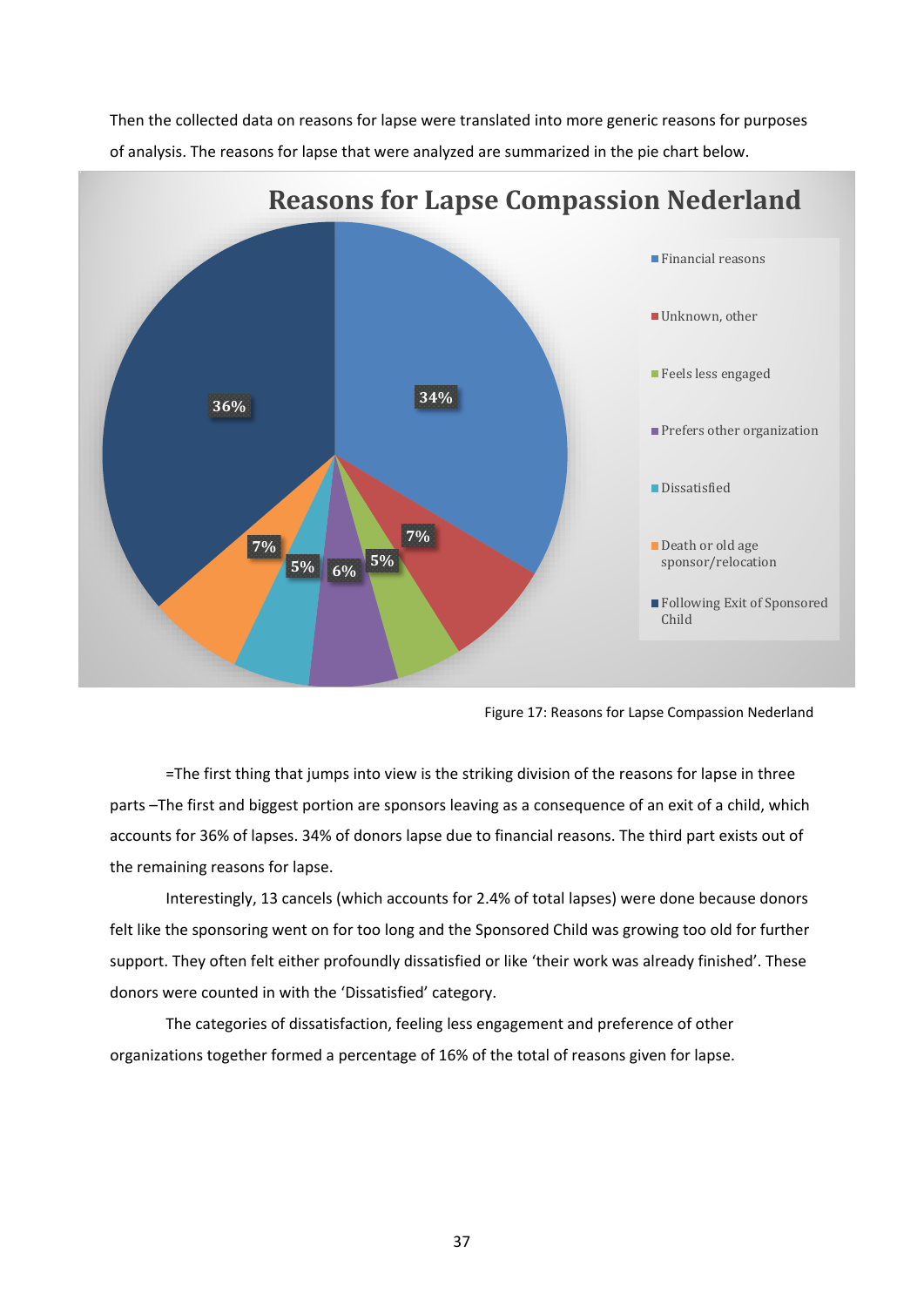Then the collected data on reasons for lapse were translated into more generic reasons for purposes of analysis. The reasons for lapse that were analyzed are summarized in the pie chart below.

Figure 17: Reasons for Lapse Compassion Nederland

=The first thing that jumps into view is the striking division of the reasons for lapse in three parts –The first and biggest portion are sponsors leaving as a consequence of an exit of a child, which accounts for 36% of lapses. 34% of donors lapse due to financial reasons. The third part exists out of the remaining reasons for lapse.

Interestingly, 13 cancels (which accounts for 2.4% of total lapses) were done because donors felt like the sponsoring went on for too long and the Sponsored Child was growing too old for further support. They often felt either profoundly dissatisfied or like 'their work was already finished'. These donors were counted in with the 'Dissatisfied' category.

The categories of dissatisfaction, feeling less engagement and preference of other organizations together formed a percentage of 16% of the total of reasons given for lapse.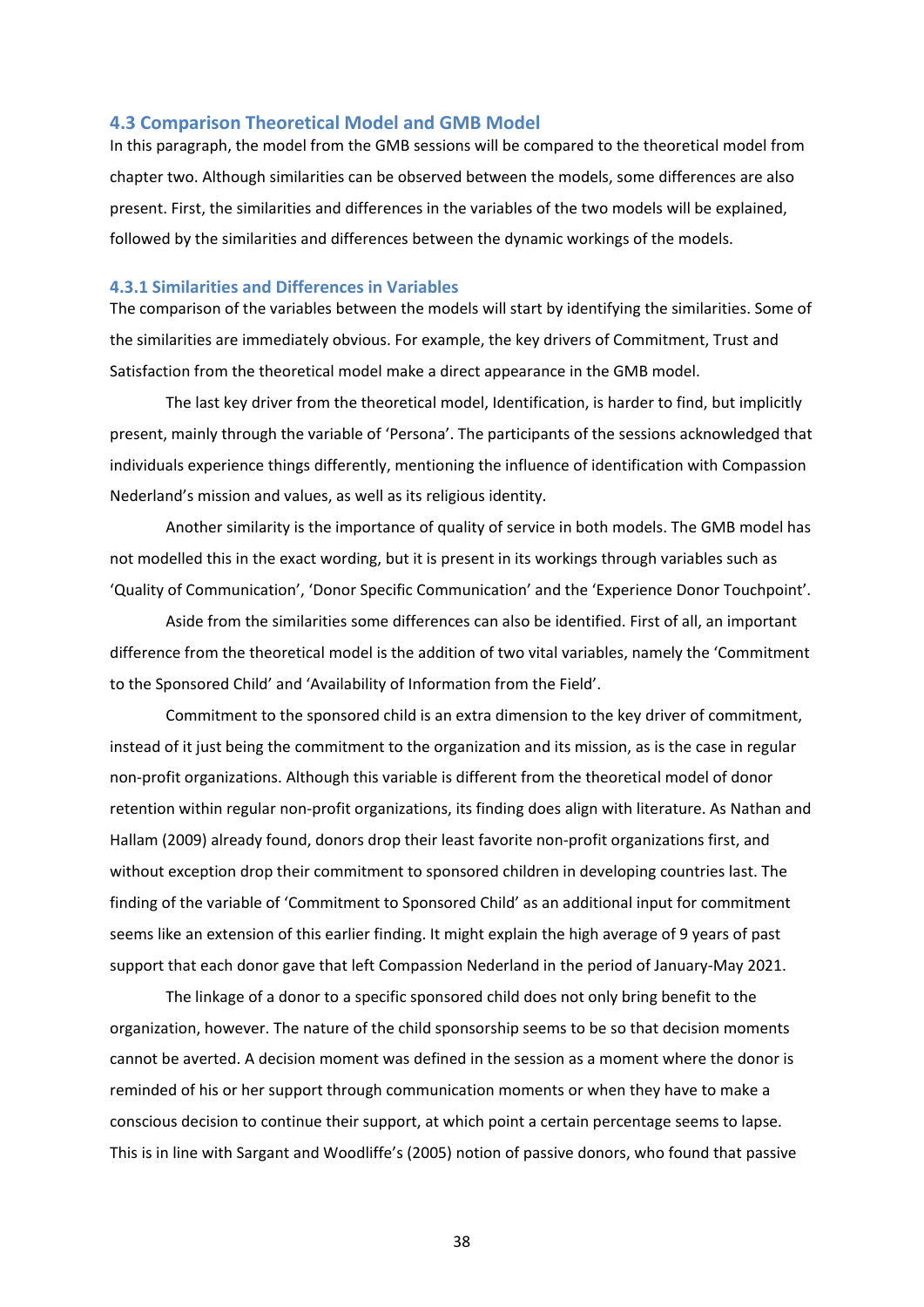## 4.3 Comparison Theoretical Model and GMB Model

In this paragraph, the model from the GMB sessions will be compared to the theoretical model from chapter two. Although similarities can be observed between the models, some differences are also present. First, the similarities and differences in the variables of the two models will be explained, followed by the similarities and differences between the dynamic workings of the models.

### 4.3.1 Similarities and Differences in Variables

The comparison of the variables between the models will start by identifying the similarities. Some of the similarities are immediately obvious. For example, the key drivers of Commitment, Trust and Satisfaction from the theoretical model make a direct appearance in the GMB model.

The last key driver from the theoretical model, Identification, is harder to find, but implicitly present, mainly through the variable of 'Persona'. The participants of the sessions acknowledged that individuals experience things differently, mentioning the influence of identification with Compassion Nederland's mission and values, as well as its religious identity.

Another similarity is the importance of quality of service in both models. The GMB model has not modelled this in the exact wording, but it is present in its workings through variables such as 'Quality of Communication', 'Donor Specific Communication' and the 'Experience Donor Touchpoint'.

Aside from the similarities some differences can also be identified. First of all, an important difference from the theoretical model is the addition of two vital variables, namely the 'Commitment to the Sponsored Child' and 'Availability of Information from the Field'.

Commitment to the sponsored child is an extra dimension to the key driver of commitment, instead of it just being the commitment to the organization and its mission, as is the case in regular non-profit organizations. Although this variable is different from the theoretical model of donor retention within regular non-profit organizations, its finding does align with literature. As Nathan and Hallam (2009) already found, donors drop their least favorite non-profit organizations first, and without exception drop their commitment to sponsored children in developing countries last. The finding of the variable of 'Commitment to Sponsored Child' as an additional input for commitment seems like an extension of this earlier finding. It might explain the high average of 9 years of past support that each donor gave that left Compassion Nederland in the period of January-May 2021.

The linkage of a donor to a specific sponsored child does not only bring benefit to the organization, however. The nature of the child sponsorship seems to be so that decision moments cannot be averted. A decision moment was defined in the session as a moment where the donor is reminded of his or her support through communication moments or when they have to make a conscious decision to continue their support, at which point a certain percentage seems to lapse. This is in line with Sargant and Woodliffe's (2005) notion of passive donors, who found that passive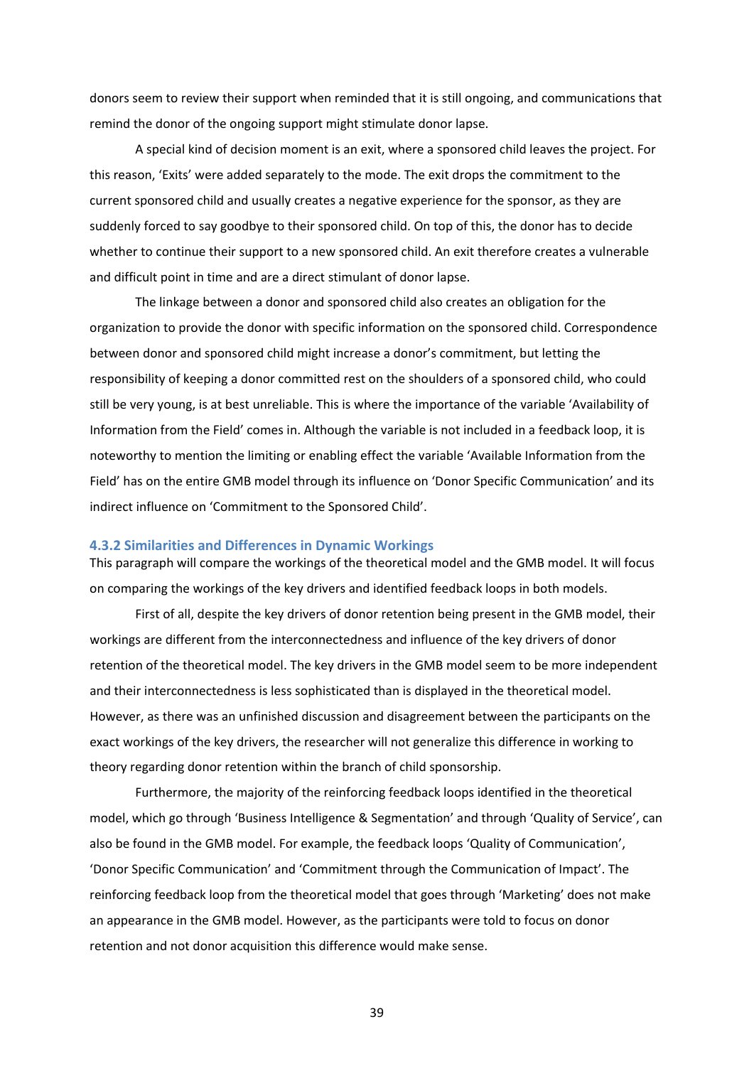donors seem to review their support when reminded that it is still ongoing, and communications that remind the donor of the ongoing support might stimulate donor lapse.

A special kind of decision moment is an exit, where a sponsored child leaves the project. For this reason, 'Exits' were added separately to the mode. The exit drops the commitment to the current sponsored child and usually creates a negative experience for the sponsor, as they are suddenly forced to say goodbye to their sponsored child. On top of this, the donor has to decide whether to continue their support to a new sponsored child. An exit therefore creates a vulnerable and difficult point in time and are a direct stimulant of donor lapse.

The linkage between a donor and sponsored child also creates an obligation for the organization to provide the donor with specific information on the sponsored child. Correspondence between donor and sponsored child might increase a donor's commitment, but letting the responsibility of keeping a donor committed rest on the shoulders of a sponsored child, who could still be very young, is at best unreliable. This is where the importance of the variable 'Availability of Information from the Field' comes in. Although the variable is not included in a feedback loop, it is noteworthy to mention the limiting or enabling effect the variable 'Available Information from the Field' has on the entire GMB model through its influence on 'Donor Specific Communication' and its indirect influence on 'Commitment to the Sponsored Child'.

### 4.3.2 Similarities and Differences in Dynamic Workings

This paragraph will compare the workings of the theoretical model and the GMB model. It will focus on comparing the workings of the key drivers and identified feedback loops in both models.

First of all, despite the key drivers of donor retention being present in the GMB model, their workings are different from the interconnectedness and influence of the key drivers of donor retention of the theoretical model. The key drivers in the GMB model seem to be more independent and their interconnectedness is less sophisticated than is displayed in the theoretical model. However, as there was an unfinished discussion and disagreement between the participants on the exact workings of the key drivers, the researcher will not generalize this difference in working to theory regarding donor retention within the branch of child sponsorship.

Furthermore, the majority of the reinforcing feedback loops identified in the theoretical model, which go through 'Business Intelligence & Segmentation' and through 'Quality of Service', can also be found in the GMB model. For example, the feedback loops 'Quality of Communication', 'Donor Specific Communication' and 'Commitment through the Communication of Impact'. The reinforcing feedback loop from the theoretical model that goes through 'Marketing' does not make an appearance in the GMB model. However, as the participants were told to focus on donor retention and not donor acquisition this difference would make sense.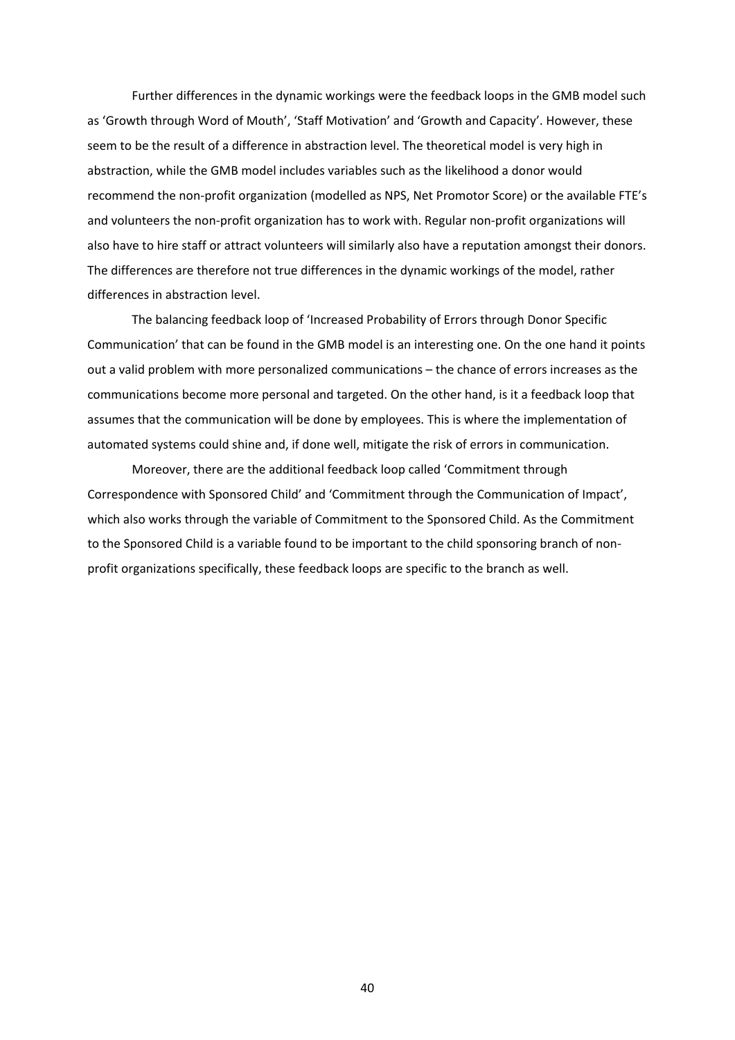Further differences in the dynamic workings were the feedback loops in the GMB model such as 'Growth through Word of Mouth', 'Staff Motivation' and 'Growth and Capacity'. However, these seem to be the result of a difference in abstraction level. The theoretical model is very high in abstraction, while the GMB model includes variables such as the likelihood a donor would recommend the non-profit organization (modelled as NPS, Net Promotor Score) or the available FTE's and volunteers the non-profit organization has to work with. Regular non-profit organizations will also have to hire staff or attract volunteers will similarly also have a reputation amongst their donors. The differences are therefore not true differences in the dynamic workings of the model, rather differences in abstraction level.

The balancing feedback loop of 'Increased Probability of Errors through Donor Specific Communication' that can be found in the GMB model is an interesting one. On the one hand it points out a valid problem with more personalized communications – the chance of errors increases as the communications become more personal and targeted. On the other hand, is it a feedback loop that assumes that the communication will be done by employees. This is where the implementation of automated systems could shine and, if done well, mitigate the risk of errors in communication.

Moreover, there are the additional feedback loop called 'Commitment through Correspondence with Sponsored Child' and 'Commitment through the Communication of Impact', which also works through the variable of Commitment to the Sponsored Child. As the Commitment to the Sponsored Child is a variable found to be important to the child sponsoring branch of non-profit organizations specifically, these feedback loops are specific to the branch as well.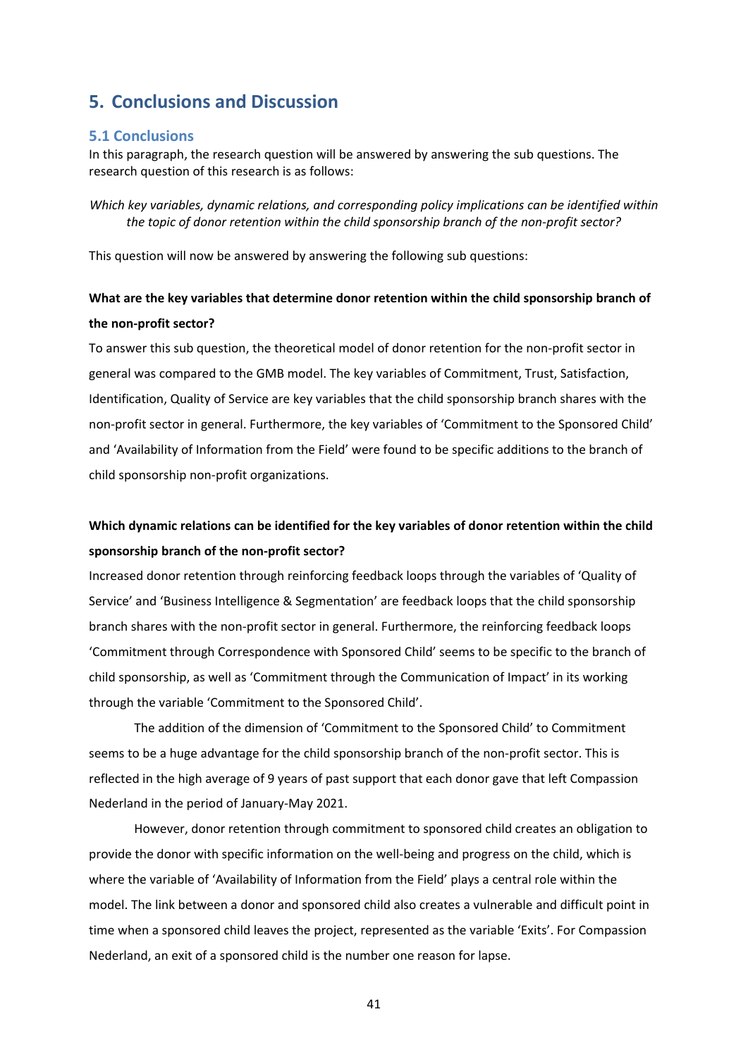# 5. Conclusions and Discussion

## 5.1 Conclusions

In this paragraph, the research question will be answered by answering the sub questions. The research question of this research is as follows:

*Which key variables, dynamic relations, and corresponding policy implications can be identified within the topic of donor retention within the child sponsorship branch of the non-profit sector?*

This question will now be answered by answering the following sub questions:

**What are the key variables that determine donor retention within the child sponsorship branch of the non-profit sector?**

To answer this sub question, the theoretical model of donor retention for the non-profit sector in general was compared to the GMB model. The key variables of Commitment, Trust, Satisfaction, Identification, Quality of Service are key variables that the child sponsorship branch shares with the non-profit sector in general. Furthermore, the key variables of 'Commitment to the Sponsored Child' and 'Availability of Information from the Field' were found to be specific additions to the branch of child sponsorship non-profit organizations.

**Which dynamic relations can be identified for the key variables of donor retention within the child sponsorship branch of the non-profit sector?**

Increased donor retention through reinforcing feedback loops through the variables of 'Quality of Service' and 'Business Intelligence & Segmentation' are feedback loops that the child sponsorship branch shares with the non-profit sector in general. Furthermore, the reinforcing feedback loops 'Commitment through Correspondence with Sponsored Child' seems to be specific to the branch of child sponsorship, as well as 'Commitment through the Communication of Impact' in its working through the variable 'Commitment to the Sponsored Child'.

The addition of the dimension of 'Commitment to the Sponsored Child' to Commitment seems to be a huge advantage for the child sponsorship branch of the non-profit sector. This is reflected in the high average of 9 years of past support that each donor gave that left Compassion Nederland in the period of January-May 2021.

However, donor retention through commitment to sponsored child creates an obligation to provide the donor with specific information on the well-being and progress on the child, which is where the variable of 'Availability of Information from the Field' plays a central role within the model. The link between a donor and sponsored child also creates a vulnerable and difficult point in time when a sponsored child leaves the project, represented as the variable 'Exits'. For Compassion Nederland, an exit of a sponsored child is the number one reason for lapse.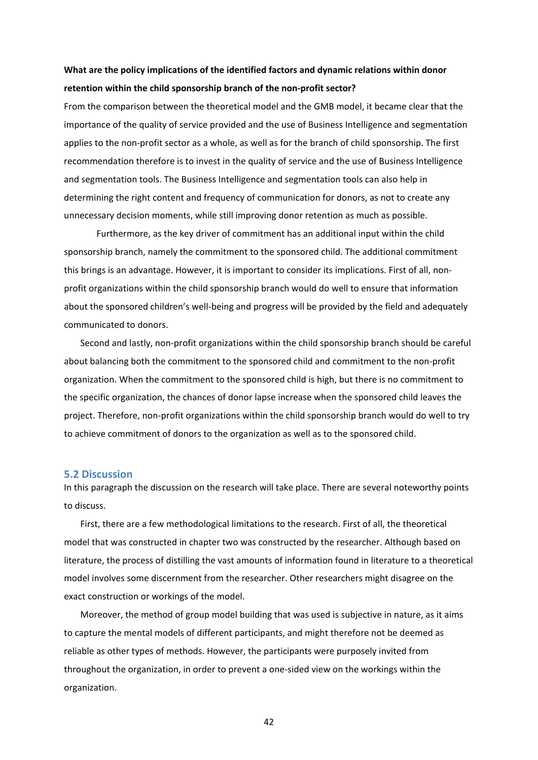**What are the policy implications of the identified factors and dynamic relations within donor retention within the child sponsorship branch of the non-profit sector?**

From the comparison between the theoretical model and the GMB model, it became clear that the importance of the quality of service provided and the use of Business Intelligence and segmentation applies to the non-profit sector as a whole, as well as for the branch of child sponsorship. The first recommendation therefore is to invest in the quality of service and the use of Business Intelligence and segmentation tools. The Business Intelligence and segmentation tools can also help in determining the right content and frequency of communication for donors, as not to create any unnecessary decision moments, while still improving donor retention as much as possible.

Furthermore, as the key driver of commitment has an additional input within the child sponsorship branch, namely the commitment to the sponsored child. The additional commitment this brings is an advantage. However, it is important to consider its implications. First of all, non-profit organizations within the child sponsorship branch would do well to ensure that information about the sponsored children's well-being and progress will be provided by the field and adequately communicated to donors.

Second and lastly, non-profit organizations within the child sponsorship branch should be careful about balancing both the commitment to the sponsored child and commitment to the non-profit organization. When the commitment to the sponsored child is high, but there is no commitment to the specific organization, the chances of donor lapse increase when the sponsored child leaves the project. Therefore, non-profit organizations within the child sponsorship branch would do well to try to achieve commitment of donors to the organization as well as to the sponsored child.

## 5.2 Discussion

In this paragraph the discussion on the research will take place. There are several noteworthy points to discuss.

First, there are a few methodological limitations to the research. First of all, the theoretical model that was constructed in chapter two was constructed by the researcher. Although based on literature, the process of distilling the vast amounts of information found in literature to a theoretical model involves some discernment from the researcher. Other researchers might disagree on the exact construction or workings of the model.

Moreover, the method of group model building that was used is subjective in nature, as it aims to capture the mental models of different participants, and might therefore not be deemed as reliable as other types of methods. However, the participants were purposely invited from throughout the organization, in order to prevent a one-sided view on the workings within the organization.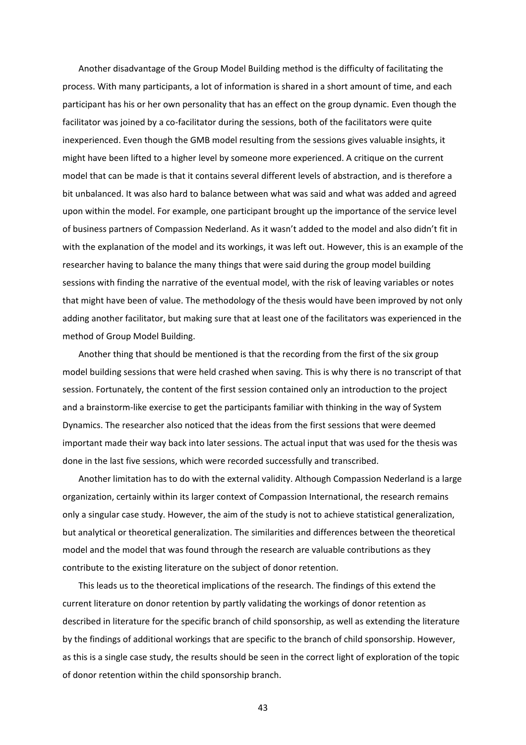Another disadvantage of the Group Model Building method is the difficulty of facilitating the process. With many participants, a lot of information is shared in a short amount of time, and each participant has his or her own personality that has an effect on the group dynamic. Even though the facilitator was joined by a co-facilitator during the sessions, both of the facilitators were quite inexperienced. Even though the GMB model resulting from the sessions gives valuable insights, it might have been lifted to a higher level by someone more experienced. A critique on the current model that can be made is that it contains several different levels of abstraction, and is therefore a bit unbalanced. It was also hard to balance between what was said and what was added and agreed upon within the model. For example, one participant brought up the importance of the service level of business partners of Compassion Nederland. As it wasn't added to the model and also didn't fit in with the explanation of the model and its workings, it was left out. However, this is an example of the researcher having to balance the many things that were said during the group model building sessions with finding the narrative of the eventual model, with the risk of leaving variables or notes that might have been of value. The methodology of the thesis would have been improved by not only adding another facilitator, but making sure that at least one of the facilitators was experienced in the method of Group Model Building.

Another thing that should be mentioned is that the recording from the first of the six group model building sessions that were held crashed when saving. This is why there is no transcript of that session. Fortunately, the content of the first session contained only an introduction to the project and a brainstorm-like exercise to get the participants familiar with thinking in the way of System Dynamics. The researcher also noticed that the ideas from the first sessions that were deemed important made their way back into later sessions. The actual input that was used for the thesis was done in the last five sessions, which were recorded successfully and transcribed.

Another limitation has to do with the external validity. Although Compassion Nederland is a large organization, certainly within its larger context of Compassion International, the research remains only a singular case study. However, the aim of the study is not to achieve statistical generalization, but analytical or theoretical generalization. The similarities and differences between the theoretical model and the model that was found through the research are valuable contributions as they contribute to the existing literature on the subject of donor retention.

This leads us to the theoretical implications of the research. The findings of this extend the current literature on donor retention by partly validating the workings of donor retention as described in literature for the specific branch of child sponsorship, as well as extending the literature by the findings of additional workings that are specific to the branch of child sponsorship. However, as this is a single case study, the results should be seen in the correct light of exploration of the topic of donor retention within the child sponsorship branch.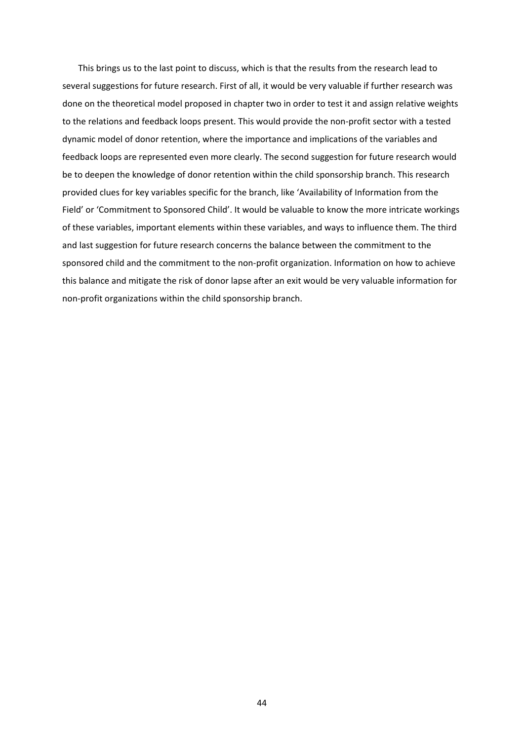This brings us to the last point to discuss, which is that the results from the research lead to several suggestions for future research. First of all, it would be very valuable if further research was done on the theoretical model proposed in chapter two in order to test it and assign relative weights to the relations and feedback loops present. This would provide the non-profit sector with a tested dynamic model of donor retention, where the importance and implications of the variables and feedback loops are represented even more clearly. The second suggestion for future research would be to deepen the knowledge of donor retention within the child sponsorship branch. This research provided clues for key variables specific for the branch, like 'Availability of Information from the Field' or 'Commitment to Sponsored Child'. It would be valuable to know the more intricate workings of these variables, important elements within these variables, and ways to influence them. The third and last suggestion for future research concerns the balance between the commitment to the sponsored child and the commitment to the non-profit organization. Information on how to achieve this balance and mitigate the risk of donor lapse after an exit would be very valuable information for non-profit organizations within the child sponsorship branch.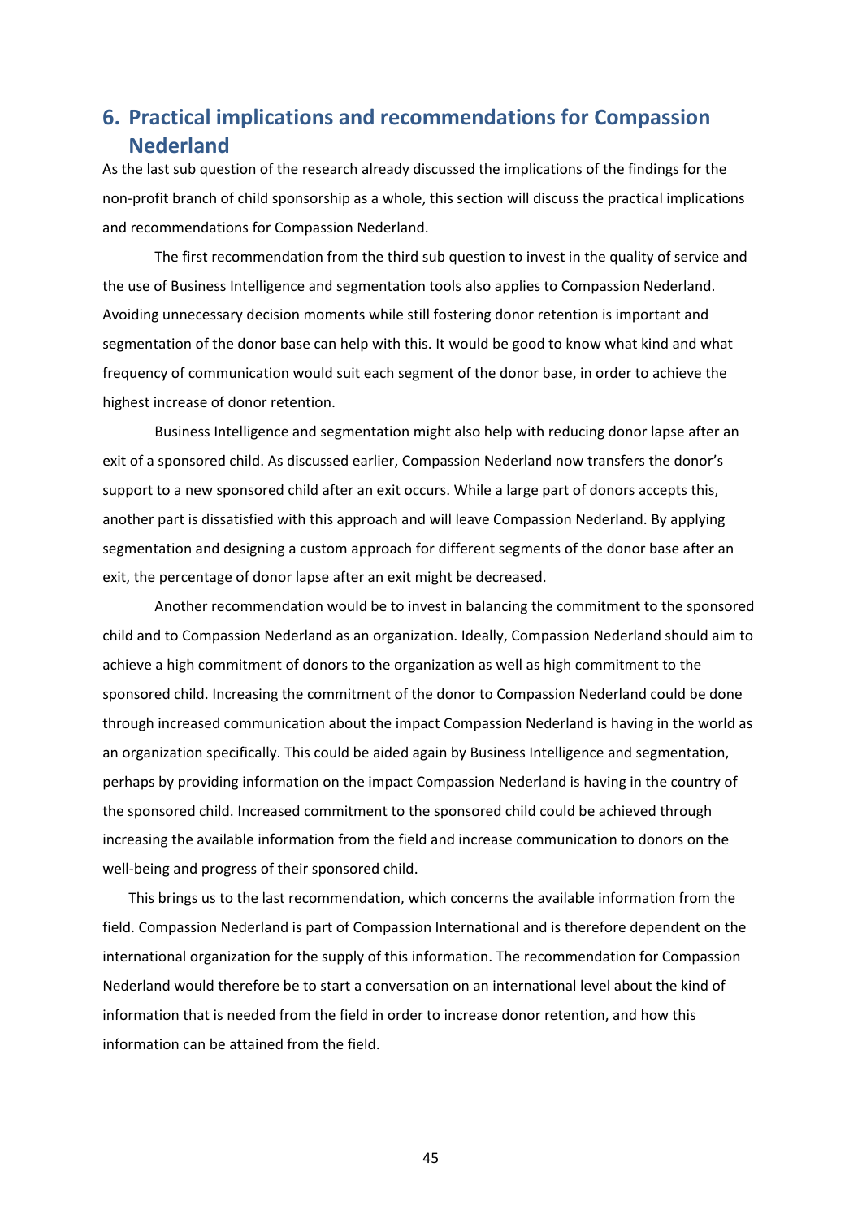## 6. Practical implications and recommendations for Compassion Nederland

As the last sub question of the research already discussed the implications of the findings for the non-profit branch of child sponsorship as a whole, this section will discuss the practical implications and recommendations for Compassion Nederland.

The first recommendation from the third sub question to invest in the quality of service and the use of Business Intelligence and segmentation tools also applies to Compassion Nederland. Avoiding unnecessary decision moments while still fostering donor retention is important and segmentation of the donor base can help with this. It would be good to know what kind and what frequency of communication would suit each segment of the donor base, in order to achieve the highest increase of donor retention.

Business Intelligence and segmentation might also help with reducing donor lapse after an exit of a sponsored child. As discussed earlier, Compassion Nederland now transfers the donor's support to a new sponsored child after an exit occurs. While a large part of donors accepts this, another part is dissatisfied with this approach and will leave Compassion Nederland. By applying segmentation and designing a custom approach for different segments of the donor base after an exit, the percentage of donor lapse after an exit might be decreased.

Another recommendation would be to invest in balancing the commitment to the sponsored child and to Compassion Nederland as an organization. Ideally, Compassion Nederland should aim to achieve a high commitment of donors to the organization as well as high commitment to the sponsored child. Increasing the commitment of the donor to Compassion Nederland could be done through increased communication about the impact Compassion Nederland is having in the world as an organization specifically. This could be aided again by Business Intelligence and segmentation, perhaps by providing information on the impact Compassion Nederland is having in the country of the sponsored child. Increased commitment to the sponsored child could be achieved through increasing the available information from the field and increase communication to donors on the well-being and progress of their sponsored child.

This brings us to the last recommendation, which concerns the available information from the field. Compassion Nederland is part of Compassion International and is therefore dependent on the international organization for the supply of this information. The recommendation for Compassion Nederland would therefore be to start a conversation on an international level about the kind of information that is needed from the field in order to increase donor retention, and how this information can be attained from the field.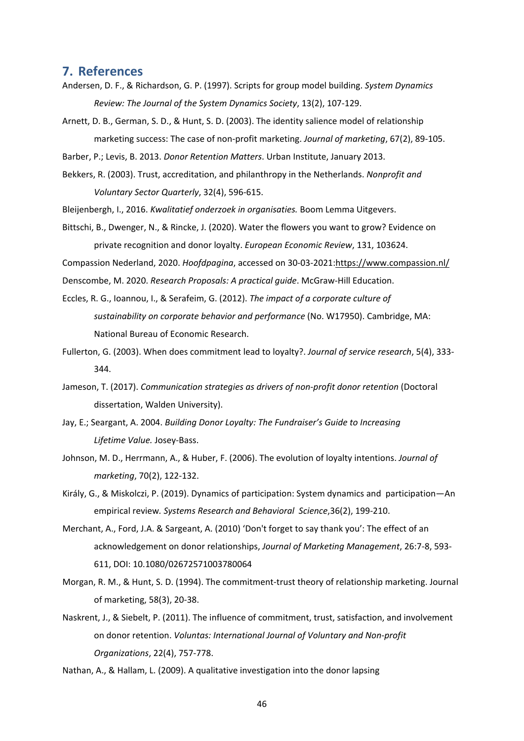## 7. References

Andersen, D. F., & Richardson, G. P. (1997). Scripts for group model building. *System Dynamics Review: The Journal of the System Dynamics Society*, 13(2), 107-129.

Arnett, D. B., German, S. D., & Hunt, S. D. (2003). The identity salience model of relationship marketing success: The case of non-profit marketing. *Journal of marketing*, 67(2), 89-105.

Barber, P.; Levis, B. 2013. *Donor Retention Matters.* Urban Institute, January 2013.

Bekkers, R. (2003). Trust, accreditation, and philanthropy in the Netherlands. *Nonprofit and Voluntary Sector Quarterly*, 32(4), 596-615.

Bleijenbergh, I., 2016. *Kwalitatief onderzoek in organisaties.* Boom Lemma Uitgevers.

Bittschi, B., Dwenger, N., & Rincke, J. (2020). Water the flowers you want to grow? Evidence on private recognition and donor loyalty. *European Economic Review*, 131, 103624.

Compassion Nederland, 2020. *Hoofdpagina*, accessed on 30-03-2021:https://www.compassion.nl/

Denscombe, M. 2020. *Research Proposals: A practical guide*. McGraw-Hill Education.

Eccles, R. G., Ioannou, I., & Serafeim, G. (2012). *The impact of a corporate culture of sustainability on corporate behavior and performance* (No. W17950). Cambridge, MA: National Bureau of Economic Research.

Fullerton, G. (2003). When does commitment lead to loyalty?. *Journal of service research*, 5(4), 333-344.

Jameson, T. (2017). *Communication strategies as drivers of non-profit donor retention* (Doctoral dissertation, Walden University).

Jay, E.; Seargant, A. 2004. *Building Donor Loyalty: The Fundraiser's Guide to Increasing Lifetime Value.* Josey-Bass.

Johnson, M. D., Herrmann, A., & Huber, F. (2006). The evolution of loyalty intentions. *Journal of marketing*, 70(2), 122-132.

Király, G., & Miskolczi, P. (2019). Dynamics of participation: System dynamics and participation—An empirical review. *Systems Research and Behavioral Science*,36(2), 199-210.

Merchant, A., Ford, J.A. & Sargeant, A. (2010) 'Don't forget to say thank you': The effect of an acknowledgement on donor relationships, *Journal of Marketing Management*, 26:7-8, 593-611, DOI: 10.1080/02672571003780064

Morgan, R. M., & Hunt, S. D. (1994). The commitment-trust theory of relationship marketing. Journal of marketing, 58(3), 20-38.

Naskrent, J., & Siebelt, P. (2011). The influence of commitment, trust, satisfaction, and involvement on donor retention. *Voluntas: International Journal of Voluntary and Non-profit Organizations*, 22(4), 757-778.

Nathan, A., & Hallam, L. (2009). A qualitative investigation into the donor lapsing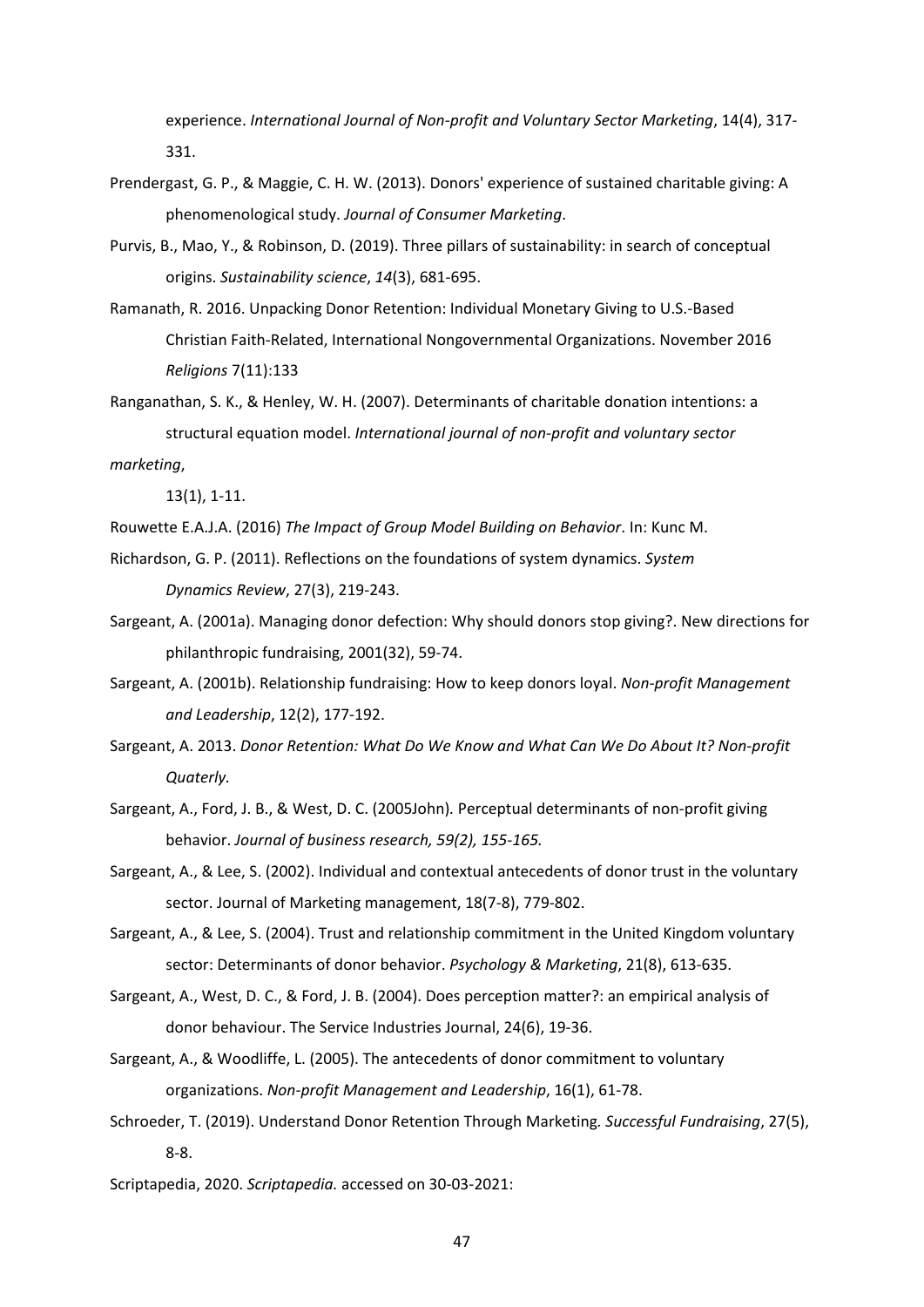experience. *International Journal of Non-profit and Voluntary Sector Marketing*, 14(4), 317-331.

Prendergast, G. P., & Maggie, C. H. W. (2013). Donors' experience of sustained charitable giving: A phenomenological study. *Journal of Consumer Marketing*.

Purvis, B., Mao, Y., & Robinson, D. (2019). Three pillars of sustainability: in search of conceptual origins. *Sustainability science*, *14*(3), 681-695.

Ramanath, R. 2016. Unpacking Donor Retention: Individual Monetary Giving to U.S.-Based Christian Faith-Related, International Nongovernmental Organizations. November 2016 *Religions* 7(11):133

Ranganathan, S. K., & Henley, W. H. (2007). Determinants of charitable donation intentions: a structural equation model. *International journal of non-profit and voluntary sector marketing*, 13(1), 1-11.

Rouwette E.A.J.A. (2016) *The Impact of Group Model Building on Behavior*. In: Kunc M.

Richardson, G. P. (2011). Reflections on the foundations of system dynamics. *System Dynamics Review*, 27(3), 219-243.

Sargeant, A. (2001a). Managing donor defection: Why should donors stop giving?. New directions for philanthropic fundraising, 2001(32), 59-74.

Sargeant, A. (2001b). Relationship fundraising: How to keep donors loyal. *Non-profit Management and Leadership*, 12(2), 177-192.

Sargeant, A. 2013. *Donor Retention: What Do We Know and What Can We Do About It? Non-profit Quaterly.*

Sargeant, A., Ford, J. B., & West, D. C. (2005John). Perceptual determinants of non-profit giving behavior. *Journal of business research, 59(2), 155-165.*

Sargeant, A., & Lee, S. (2002). Individual and contextual antecedents of donor trust in the voluntary sector. Journal of Marketing management, 18(7-8), 779-802.

Sargeant, A., & Lee, S. (2004). Trust and relationship commitment in the United Kingdom voluntary sector: Determinants of donor behavior. *Psychology & Marketing*, 21(8), 613-635.

Sargeant, A., West, D. C., & Ford, J. B. (2004). Does perception matter?: an empirical analysis of donor behaviour. The Service Industries Journal, 24(6), 19-36.

Sargeant, A., & Woodliffe, L. (2005). The antecedents of donor commitment to voluntary organizations. *Non-profit Management and Leadership*, 16(1), 61-78.

Schroeder, T. (2019). Understand Donor Retention Through Marketing. *Successful Fundraising*, 27(5), 8-8.

Scriptapedia, 2020. *Scriptapedia.* accessed on 30-03-2021: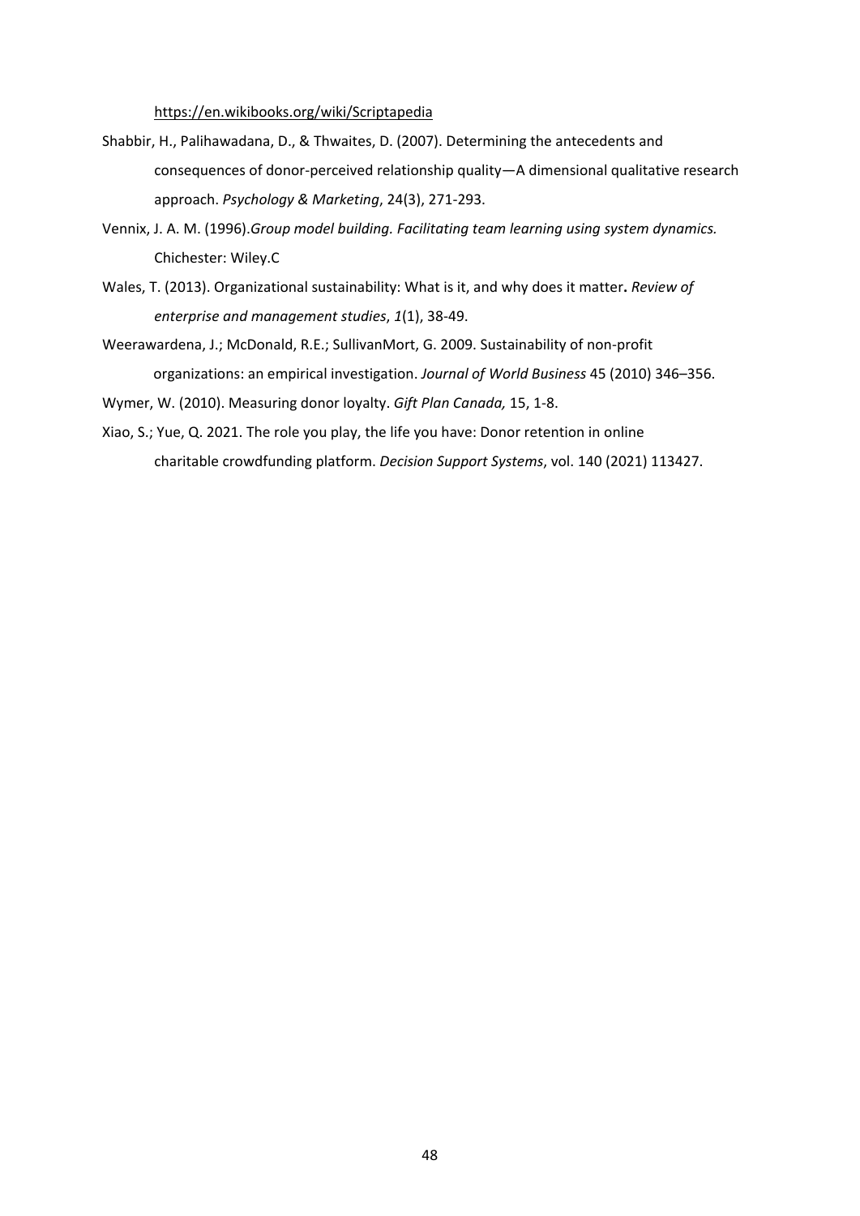https://en.wikibooks.org/wiki/Scriptapedia

Shabbir, H., Palihawadana, D., & Thwaites, D. (2007). Determining the antecedents and consequences of donor-perceived relationship quality—A dimensional qualitative research approach. *Psychology & Marketing*, 24(3), 271-293.

Vennix, J. A. M. (1996).*Group model building. Facilitating team learning using system dynamics.* Chichester: Wiley.C

Wales, T. (2013). Organizational sustainability: What is it, and why does it matter**.** *Review of enterprise and management studies*, *1*(1), 38-49.

Weerawardena, J.; McDonald, R.E.; SullivanMort, G. 2009. Sustainability of non-profit organizations: an empirical investigation. *Journal of World Business* 45 (2010) 346–356.

Wymer, W. (2010). Measuring donor loyalty. *Gift Plan Canada,* 15, 1-8.

Xiao, S.; Yue, Q. 2021. The role you play, the life you have: Donor retention in online charitable crowdfunding platform. *Decision Support Systems*, vol. 140 (2021) 113427.